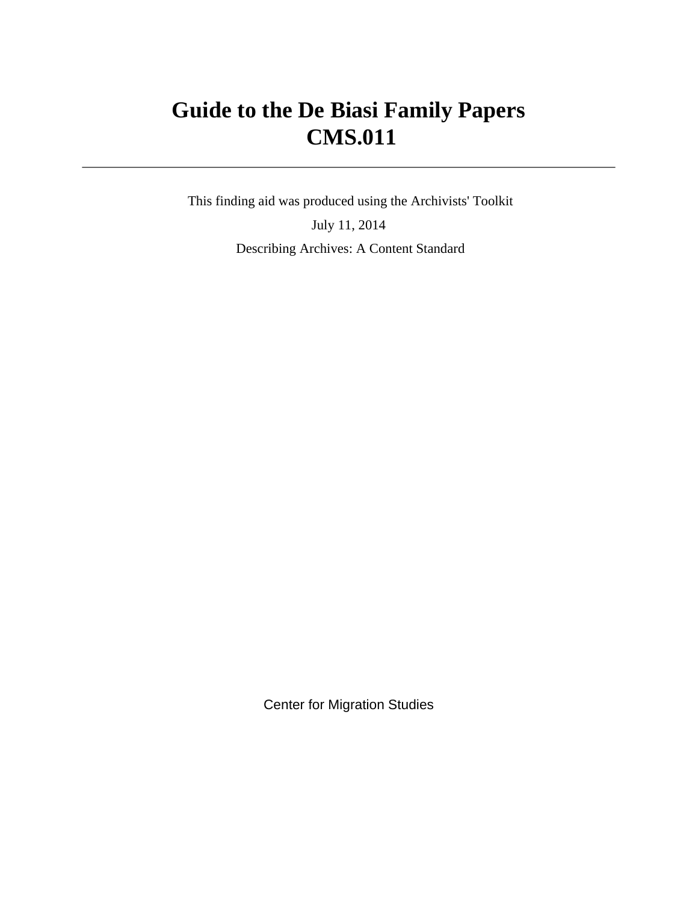# Guide to the De Biasi Family Papers
# CMS.011

---

This finding aid was produced using the Archivists' Toolkit

July 11, 2014

Describing Archives: A Content Standard

Center for Migration Studies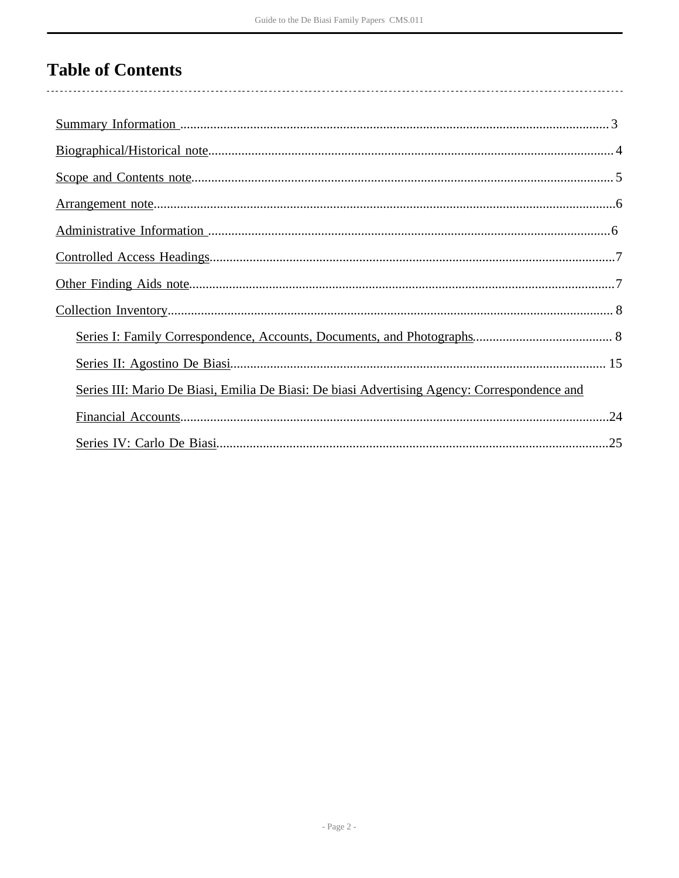# Table of Contents

- Summary Information .......... 3
- Biographical/Historical note .......... 4
- Scope and Contents note .......... 5
- Arrangement note .......... 6
- Administrative Information .......... 6
- Controlled Access Headings .......... 7
- Other Finding Aids note .......... 7
- Collection Inventory .......... 8
  - Series I: Family Correspondence, Accounts, Documents, and Photographs .......... 8
  - Series II: Agostino De Biasi .......... 15
  - Series III: Mario De Biasi, Emilia De Biasi: De biasi Advertising Agency: Correspondence and Financial Accounts .......... 24
  - Series IV: Carlo De Biasi .......... 25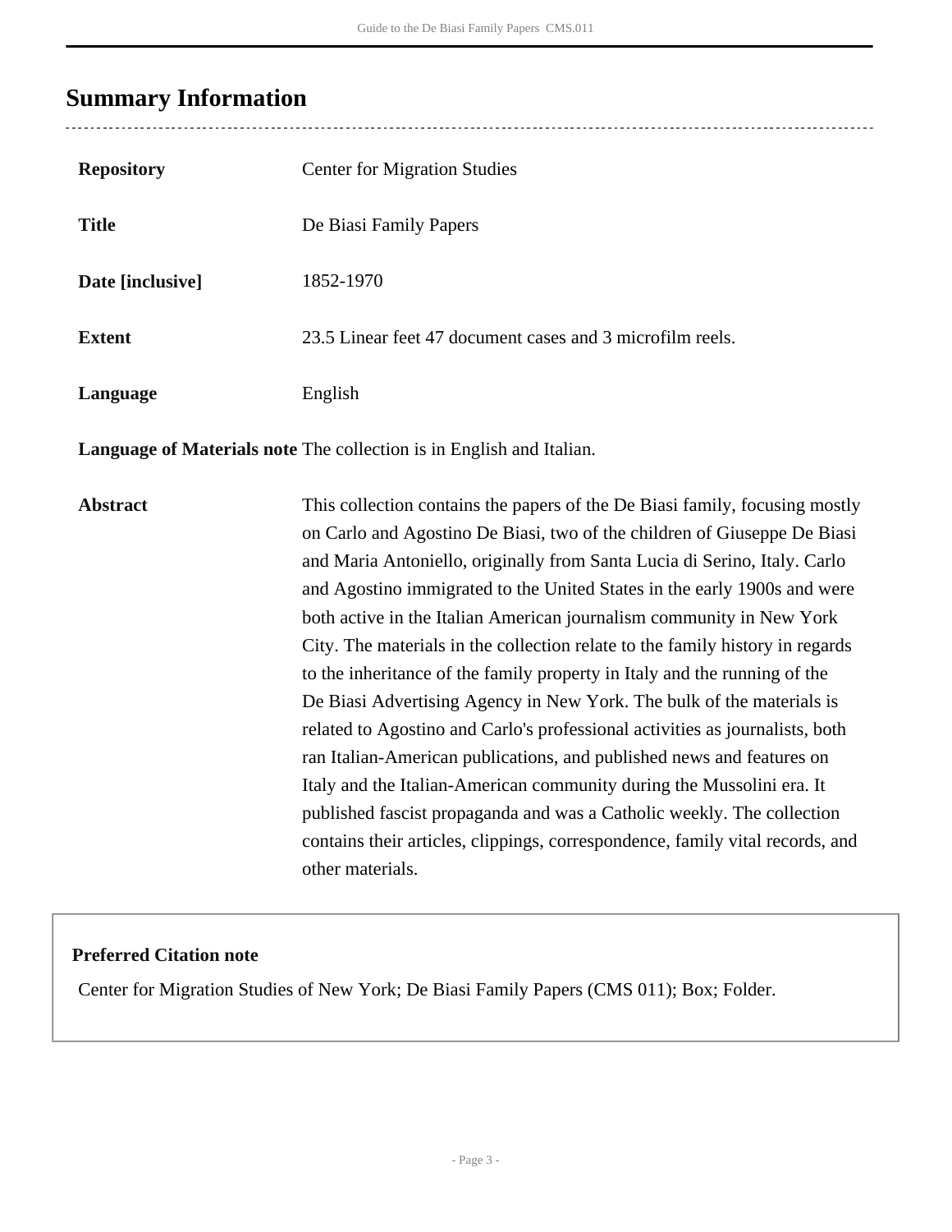## Summary Information

| | |
|---|---|
| **Repository** | Center for Migration Studies |
| **Title** | De Biasi Family Papers |
| **Date [inclusive]** | 1852-1970 |
| **Extent** | 23.5 Linear feet 47 document cases and 3 microfilm reels. |
| **Language** | English |
| **Language of Materials note** | The collection is in English and Italian. |
| **Abstract** | This collection contains the papers of the De Biasi family, focusing mostly on Carlo and Agostino De Biasi, two of the children of Giuseppe De Biasi and Maria Antoniello, originally from Santa Lucia di Serino, Italy. Carlo and Agostino immigrated to the United States in the early 1900s and were both active in the Italian American journalism community in New York City. The materials in the collection relate to the family history in regards to the inheritance of the family property in Italy and the running of the De Biasi Advertising Agency in New York. The bulk of the materials is related to Agostino and Carlo's professional activities as journalists, both ran Italian-American publications, and published news and features on Italy and the Italian-American community during the Mussolini era. It published fascist propaganda and was a Catholic weekly. The collection contains their articles, clippings, correspondence, family vital records, and other materials. |

**Preferred Citation note**

Center for Migration Studies of New York; De Biasi Family Papers (CMS 011); Box; Folder.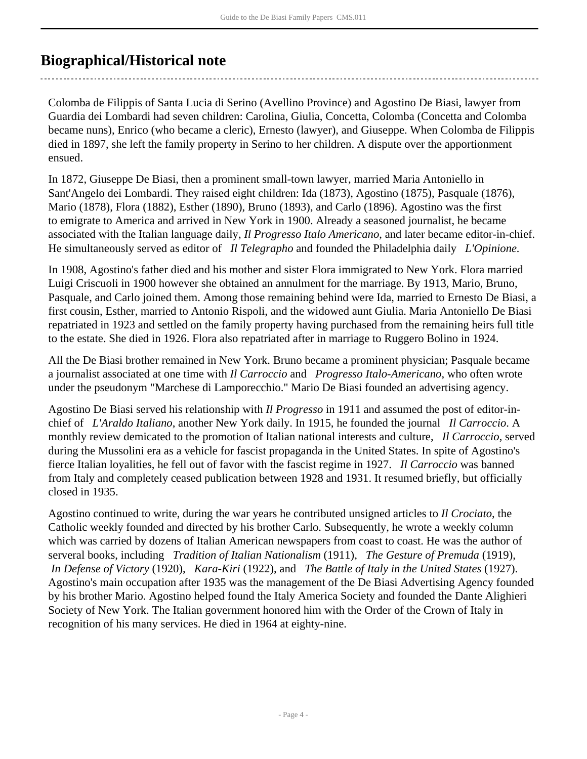## Biographical/Historical note

Colomba de Filippis of Santa Lucia di Serino (Avellino Province) and Agostino De Biasi, lawyer from Guardia dei Lombardi had seven children: Carolina, Giulia, Concetta, Colomba (Concetta and Colomba became nuns), Enrico (who became a cleric), Ernesto (lawyer), and Giuseppe. When Colomba de Filippis died in 1897, she left the family property in Serino to her children. A dispute over the apportionment ensued.

In 1872, Giuseppe De Biasi, then a prominent small-town lawyer, married Maria Antoniello in Sant'Angelo dei Lombardi. They raised eight children: Ida (1873), Agostino (1875), Pasquale (1876), Mario (1878), Flora (1882), Esther (1890), Bruno (1893), and Carlo (1896). Agostino was the first to emigrate to America and arrived in New York in 1900. Already a seasoned journalist, he became associated with the Italian language daily, *Il Progresso Italo Americano*, and later became editor-in-chief. He simultaneously served as editor of *Il Telegrapho* and founded the Philadelphia daily *L'Opinione.*

In 1908, Agostino's father died and his mother and sister Flora immigrated to New York. Flora married Luigi Criscuoli in 1900 however she obtained an annulment for the marriage. By 1913, Mario, Bruno, Pasquale, and Carlo joined them. Among those remaining behind were Ida, married to Ernesto De Biasi, a first cousin, Esther, married to Antonio Rispoli, and the widowed aunt Giulia. Maria Antoniello De Biasi repatriated in 1923 and settled on the family property having purchased from the remaining heirs full title to the estate. She died in 1926. Flora also repatriated after in marriage to Ruggero Bolino in 1924.

All the De Biasi brother remained in New York. Bruno became a prominent physician; Pasquale became a journalist associated at one time with *Il Carroccio* and *Progresso Italo-Americano*, who often wrote under the pseudonym "Marchese di Lamporecchio." Mario De Biasi founded an advertising agency.

Agostino De Biasi served his relationship with *Il Progresso* in 1911 and assumed the post of editor-in-chief of *L'Araldo Italiano*, another New York daily. In 1915, he founded the journal *Il Carroccio*. A monthly review demicated to the promotion of Italian national interests and culture, *Il Carroccio*, served during the Mussolini era as a vehicle for fascist propaganda in the United States. In spite of Agostino's fierce Italian loyalities, he fell out of favor with the fascist regime in 1927. *Il Carroccio* was banned from Italy and completely ceased publication between 1928 and 1931. It resumed briefly, but officially closed in 1935.

Agostino continued to write, during the war years he contributed unsigned articles to *Il Crociato*, the Catholic weekly founded and directed by his brother Carlo. Subsequently, he wrote a weekly column which was carried by dozens of Italian American newspapers from coast to coast. He was the author of serveral books, including *Tradition of Italian Nationalism* (1911), *The Gesture of Premuda* (1919), *In Defense of Victory* (1920), *Kara-Kiri* (1922), and *The Battle of Italy in the United States* (1927). Agostino's main occupation after 1935 was the management of the De Biasi Advertising Agency founded by his brother Mario. Agostino helped found the Italy America Society and founded the Dante Alighieri Society of New York. The Italian government honored him with the Order of the Crown of Italy in recognition of his many services. He died in 1964 at eighty-nine.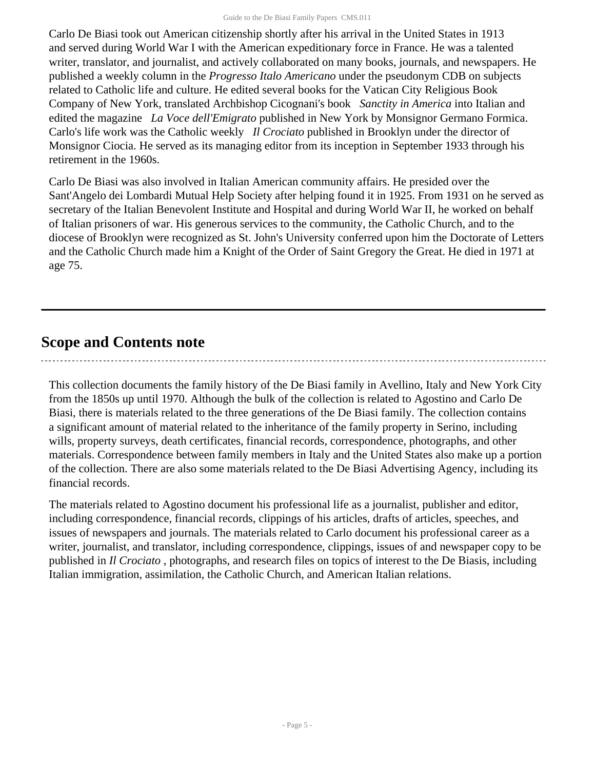Carlo De Biasi took out American citizenship shortly after his arrival in the United States in 1913 and served during World War I with the American expeditionary force in France. He was a talented writer, translator, and journalist, and actively collaborated on many books, journals, and newspapers. He published a weekly column in the *Progresso Italo Americano* under the pseudonym CDB on subjects related to Catholic life and culture. He edited several books for the Vatican City Religious Book Company of New York, translated Archbishop Cicognani's book *Sanctity in America* into Italian and edited the magazine *La Voce dell'Emigrato* published in New York by Monsignor Germano Formica. Carlo's life work was the Catholic weekly *Il Crociato* published in Brooklyn under the director of Monsignor Ciocia. He served as its managing editor from its inception in September 1933 through his retirement in the 1960s.

Carlo De Biasi was also involved in Italian American community affairs. He presided over the Sant'Angelo dei Lombardi Mutual Help Society after helping found it in 1925. From 1931 on he served as secretary of the Italian Benevolent Institute and Hospital and during World War II, he worked on behalf of Italian prisoners of war. His generous services to the community, the Catholic Church, and to the diocese of Brooklyn were recognized as St. John's University conferred upon him the Doctorate of Letters and the Catholic Church made him a Knight of the Order of Saint Gregory the Great. He died in 1971 at age 75.

## Scope and Contents note

This collection documents the family history of the De Biasi family in Avellino, Italy and New York City from the 1850s up until 1970. Although the bulk of the collection is related to Agostino and Carlo De Biasi, there is materials related to the three generations of the De Biasi family. The collection contains a significant amount of material related to the inheritance of the family property in Serino, including wills, property surveys, death certificates, financial records, correspondence, photographs, and other materials. Correspondence between family members in Italy and the United States also make up a portion of the collection. There are also some materials related to the De Biasi Advertising Agency, including its financial records.

The materials related to Agostino document his professional life as a journalist, publisher and editor, including correspondence, financial records, clippings of his articles, drafts of articles, speeches, and issues of newspapers and journals. The materials related to Carlo document his professional career as a writer, journalist, and translator, including correspondence, clippings, issues of and newspaper copy to be published in *Il Crociato* , photographs, and research files on topics of interest to the De Biasis, including Italian immigration, assimilation, the Catholic Church, and American Italian relations.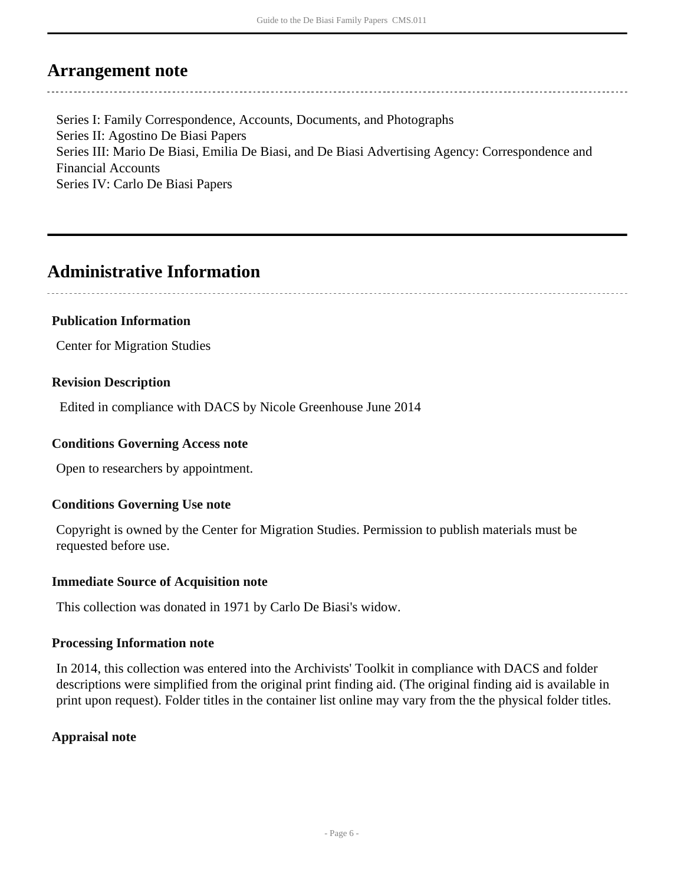## Arrangement note

Series I: Family Correspondence, Accounts, Documents, and Photographs
Series II: Agostino De Biasi Papers
Series III: Mario De Biasi, Emilia De Biasi, and De Biasi Advertising Agency: Correspondence and Financial Accounts
Series IV: Carlo De Biasi Papers

## Administrative Information

### Publication Information

Center for Migration Studies

### Revision Description

Edited in compliance with DACS by Nicole Greenhouse June 2014

### Conditions Governing Access note

Open to researchers by appointment.

### Conditions Governing Use note

Copyright is owned by the Center for Migration Studies. Permission to publish materials must be requested before use.

### Immediate Source of Acquisition note

This collection was donated in 1971 by Carlo De Biasi's widow.

### Processing Information note

In 2014, this collection was entered into the Archivists' Toolkit in compliance with DACS and folder descriptions were simplified from the original print finding aid. (The original finding aid is available in print upon request). Folder titles in the container list online may vary from the the physical folder titles.

### Appraisal note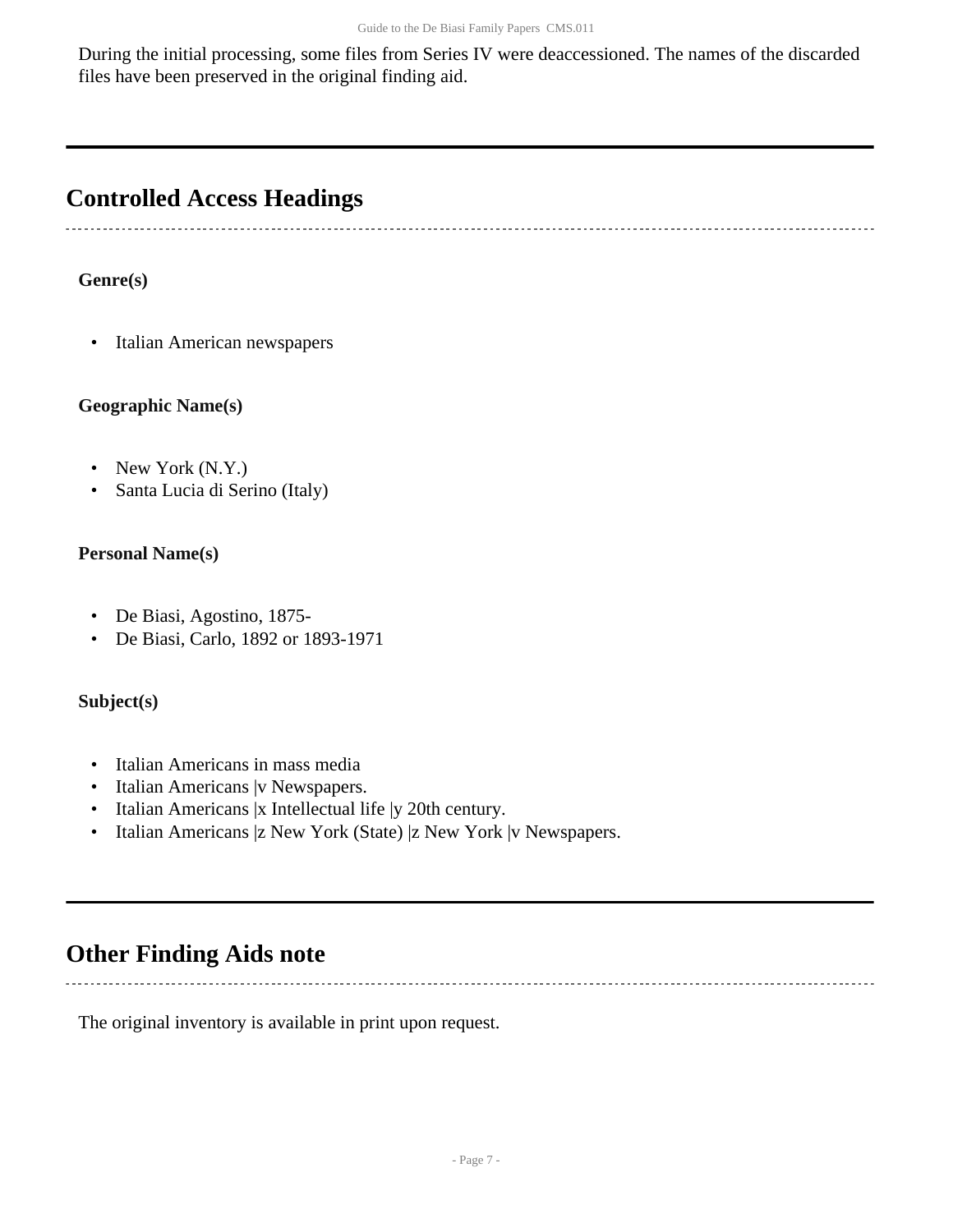During the initial processing, some files from Series IV were deaccessioned. The names of the discarded files have been preserved in the original finding aid.

## Controlled Access Headings

**Genre(s)**

- Italian American newspapers

**Geographic Name(s)**

- New York (N.Y.)
- Santa Lucia di Serino (Italy)

**Personal Name(s)**

- De Biasi, Agostino, 1875-
- De Biasi, Carlo, 1892 or 1893-1971

**Subject(s)**

- Italian Americans in mass media
- Italian Americans |v Newspapers.
- Italian Americans |x Intellectual life |y 20th century.
- Italian Americans |z New York (State) |z New York |v Newspapers.

## Other Finding Aids note

The original inventory is available in print upon request.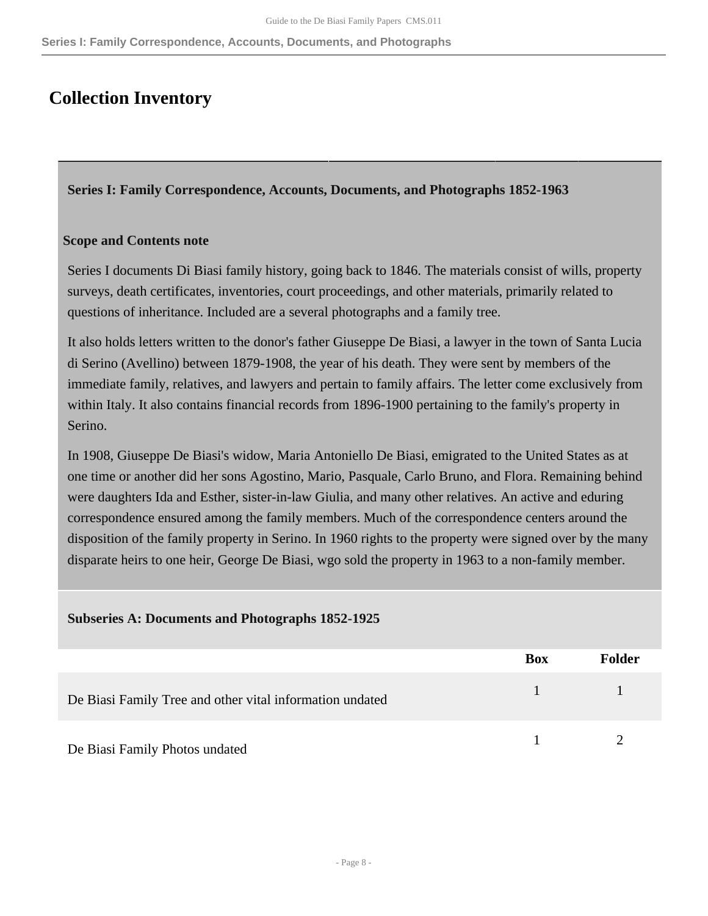# Collection Inventory

## Series I: Family Correspondence, Accounts, Documents, and Photographs 1852-1963

### Scope and Contents note

Series I documents Di Biasi family history, going back to 1846. The materials consist of wills, property surveys, death certificates, inventories, court proceedings, and other materials, primarily related to questions of inheritance. Included are a several photographs and a family tree.

It also holds letters written to the donor's father Giuseppe De Biasi, a lawyer in the town of Santa Lucia di Serino (Avellino) between 1879-1908, the year of his death. They were sent by members of the immediate family, relatives, and lawyers and pertain to family affairs. The letter come exclusively from within Italy. It also contains financial records from 1896-1900 pertaining to the family's property in Serino.

In 1908, Giuseppe De Biasi's widow, Maria Antoniello De Biasi, emigrated to the United States as at one time or another did her sons Agostino, Mario, Pasquale, Carlo Bruno, and Flora. Remaining behind were daughters Ida and Esther, sister-in-law Giulia, and many other relatives. An active and eduring correspondence ensured among the family members. Much of the correspondence centers around the disposition of the family property in Serino. In 1960 rights to the property were signed over by the many disparate heirs to one heir, George De Biasi, wgo sold the property in 1963 to a non-family member.

### Subseries A: Documents and Photographs 1852-1925

| | Box | Folder |
|---|---|---|
| De Biasi Family Tree and other vital information undated | 1 | 1 |
| De Biasi Family Photos undated | 1 | 2 |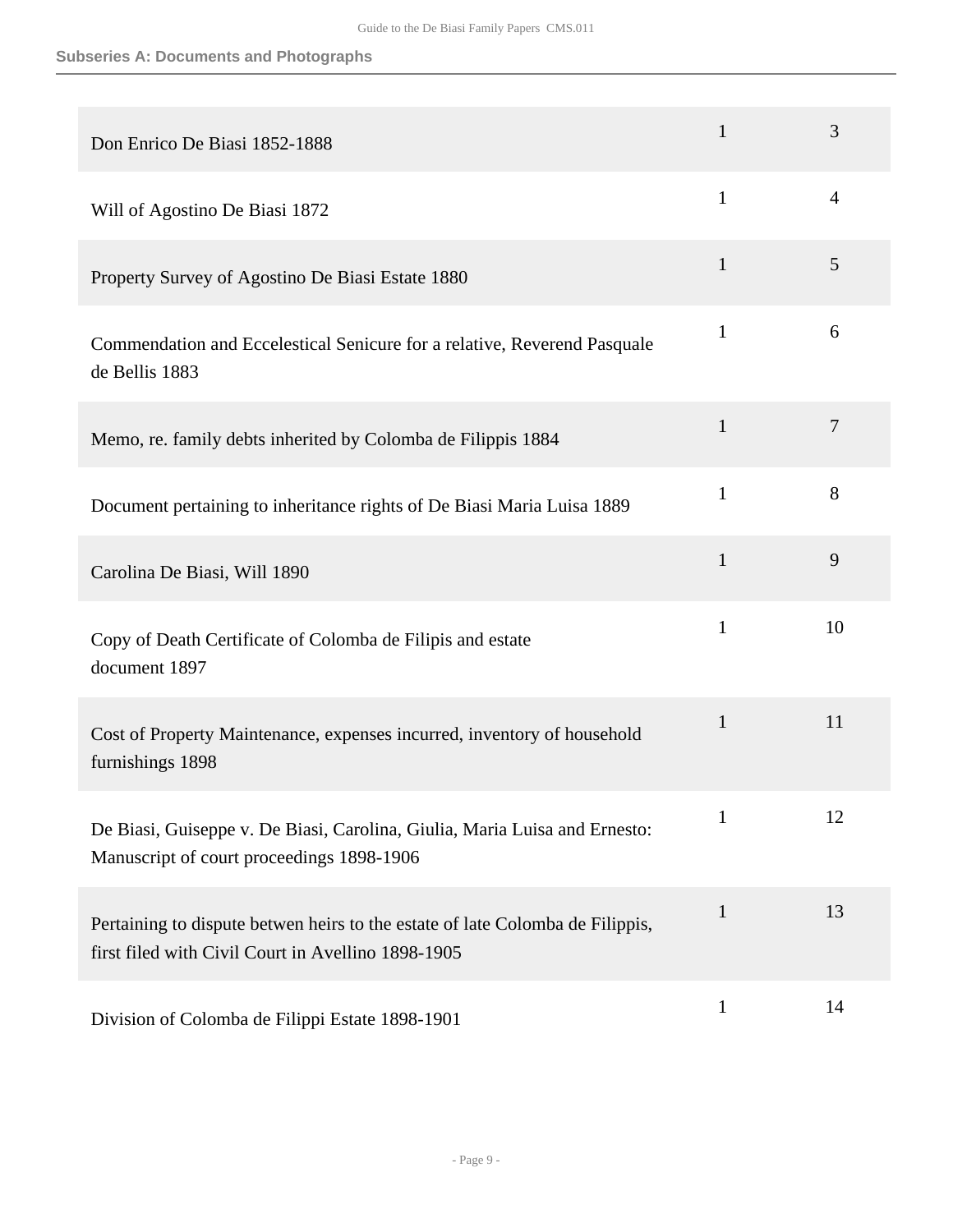**Subseries A: Documents and Photographs**

| | | |
|---|---|---|
| Don Enrico De Biasi 1852-1888 | 1 | 3 |
| Will of Agostino De Biasi 1872 | 1 | 4 |
| Property Survey of Agostino De Biasi Estate 1880 | 1 | 5 |
| Commendation and Eccelestical Senicure for a relative, Reverend Pasquale de Bellis 1883 | 1 | 6 |
| Memo, re. family debts inherited by Colomba de Filippis 1884 | 1 | 7 |
| Document pertaining to inheritance rights of De Biasi Maria Luisa 1889 | 1 | 8 |
| Carolina De Biasi, Will 1890 | 1 | 9 |
| Copy of Death Certificate of Colomba de Filipis and estate document 1897 | 1 | 10 |
| Cost of Property Maintenance, expenses incurred, inventory of household furnishings 1898 | 1 | 11 |
| De Biasi, Guiseppe v. De Biasi, Carolina, Giulia, Maria Luisa and Ernesto: Manuscript of court proceedings 1898-1906 | 1 | 12 |
| Pertaining to dispute betwen heirs to the estate of late Colomba de Filippis, first filed with Civil Court in Avellino 1898-1905 | 1 | 13 |
| Division of Colomba de Filippi Estate 1898-1901 | 1 | 14 |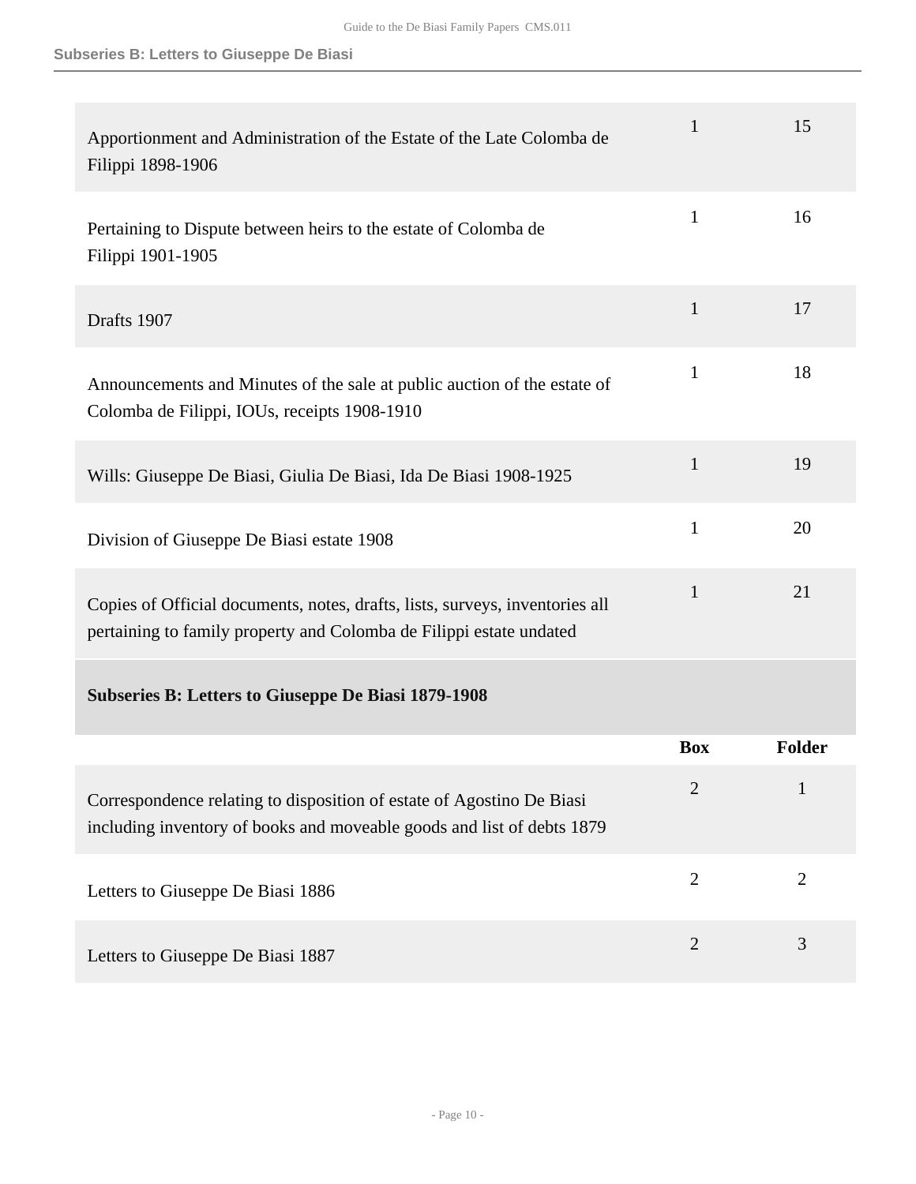| | Box | Folder |
|---|---|---|
| Apportionment and Administration of the Estate of the Late Colomba de Filippi 1898-1906 | 1 | 15 |
| Pertaining to Dispute between heirs to the estate of Colomba de Filippi 1901-1905 | 1 | 16 |
| Drafts 1907 | 1 | 17 |
| Announcements and Minutes of the sale at public auction of the estate of Colomba de Filippi, IOUs, receipts 1908-1910 | 1 | 18 |
| Wills: Giuseppe De Biasi, Giulia De Biasi, Ida De Biasi 1908-1925 | 1 | 19 |
| Division of Giuseppe De Biasi estate 1908 | 1 | 20 |
| Copies of Official documents, notes, drafts, lists, surveys, inventories all pertaining to family property and Colomba de Filippi estate undated | 1 | 21 |

### Subseries B: Letters to Giuseppe De Biasi 1879-1908

| | Box | Folder |
|---|---|---|
| Correspondence relating to disposition of estate of Agostino De Biasi including inventory of books and moveable goods and list of debts 1879 | 2 | 1 |
| Letters to Giuseppe De Biasi 1886 | 2 | 2 |
| Letters to Giuseppe De Biasi 1887 | 2 | 3 |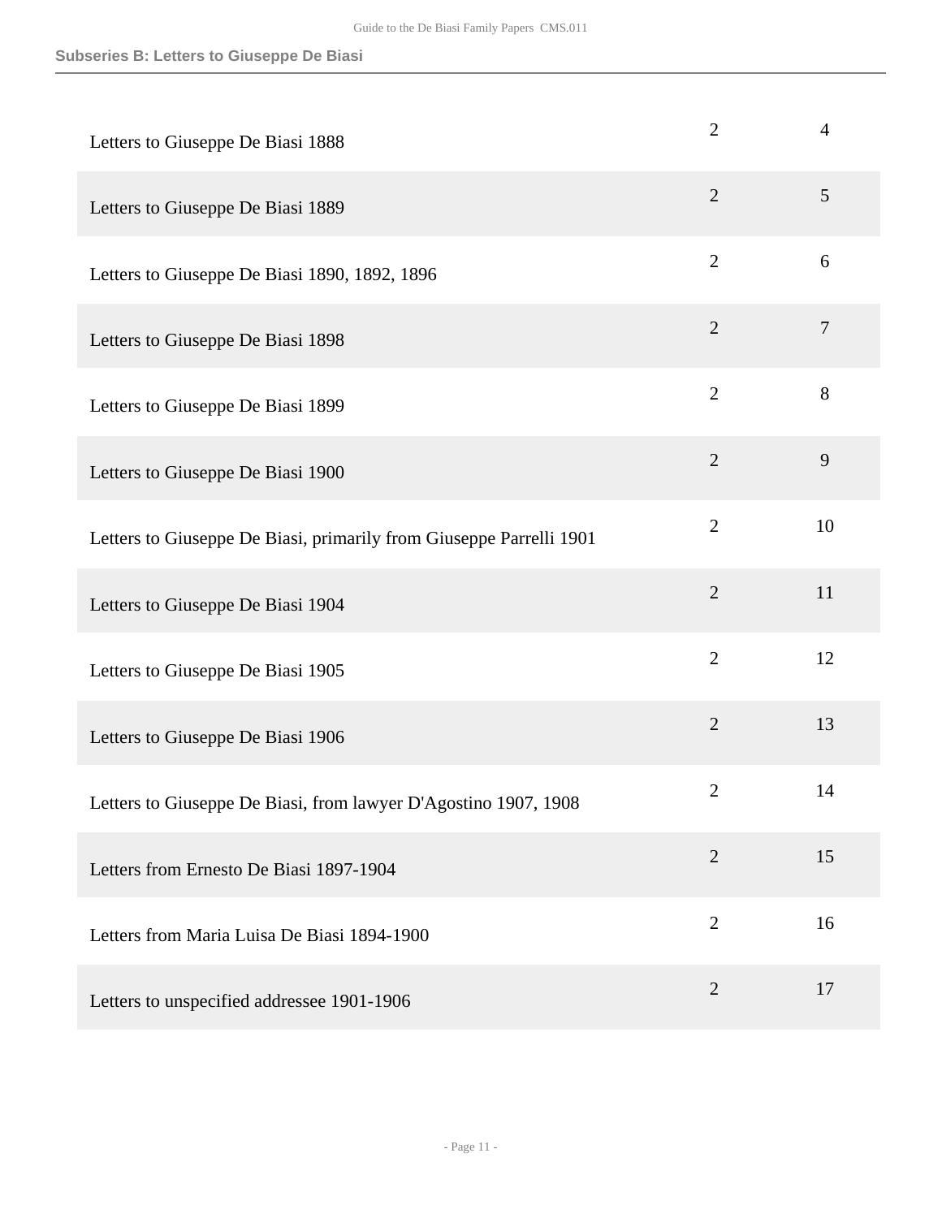## Subseries B: Letters to Giuseppe De Biasi

| | | |
|---|---|---|
| Letters to Giuseppe De Biasi 1888 | 2 | 4 |
| Letters to Giuseppe De Biasi 1889 | 2 | 5 |
| Letters to Giuseppe De Biasi 1890, 1892, 1896 | 2 | 6 |
| Letters to Giuseppe De Biasi 1898 | 2 | 7 |
| Letters to Giuseppe De Biasi 1899 | 2 | 8 |
| Letters to Giuseppe De Biasi 1900 | 2 | 9 |
| Letters to Giuseppe De Biasi, primarily from Giuseppe Parrelli 1901 | 2 | 10 |
| Letters to Giuseppe De Biasi 1904 | 2 | 11 |
| Letters to Giuseppe De Biasi 1905 | 2 | 12 |
| Letters to Giuseppe De Biasi 1906 | 2 | 13 |
| Letters to Giuseppe De Biasi, from lawyer D'Agostino 1907, 1908 | 2 | 14 |
| Letters from Ernesto De Biasi 1897-1904 | 2 | 15 |
| Letters from Maria Luisa De Biasi 1894-1900 | 2 | 16 |
| Letters to unspecified addressee 1901-1906 | 2 | 17 |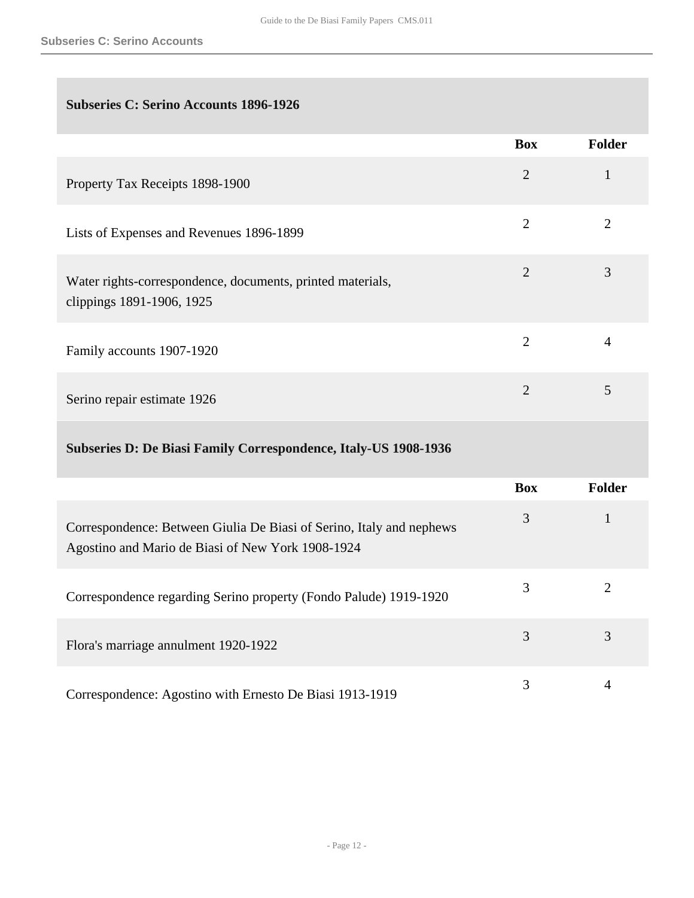### Subseries C: Serino Accounts 1896-1926

| | Box | Folder |
|---|---|---|
| Property Tax Receipts 1898-1900 | 2 | 1 |
| Lists of Expenses and Revenues 1896-1899 | 2 | 2 |
| Water rights-correspondence, documents, printed materials, clippings 1891-1906, 1925 | 2 | 3 |
| Family accounts 1907-1920 | 2 | 4 |
| Serino repair estimate 1926 | 2 | 5 |

### Subseries D: De Biasi Family Correspondence, Italy-US 1908-1936

| | Box | Folder |
|---|---|---|
| Correspondence: Between Giulia De Biasi of Serino, Italy and nephews Agostino and Mario de Biasi of New York 1908-1924 | 3 | 1 |
| Correspondence regarding Serino property (Fondo Palude) 1919-1920 | 3 | 2 |
| Flora's marriage annulment 1920-1922 | 3 | 3 |
| Correspondence: Agostino with Ernesto De Biasi 1913-1919 | 3 | 4 |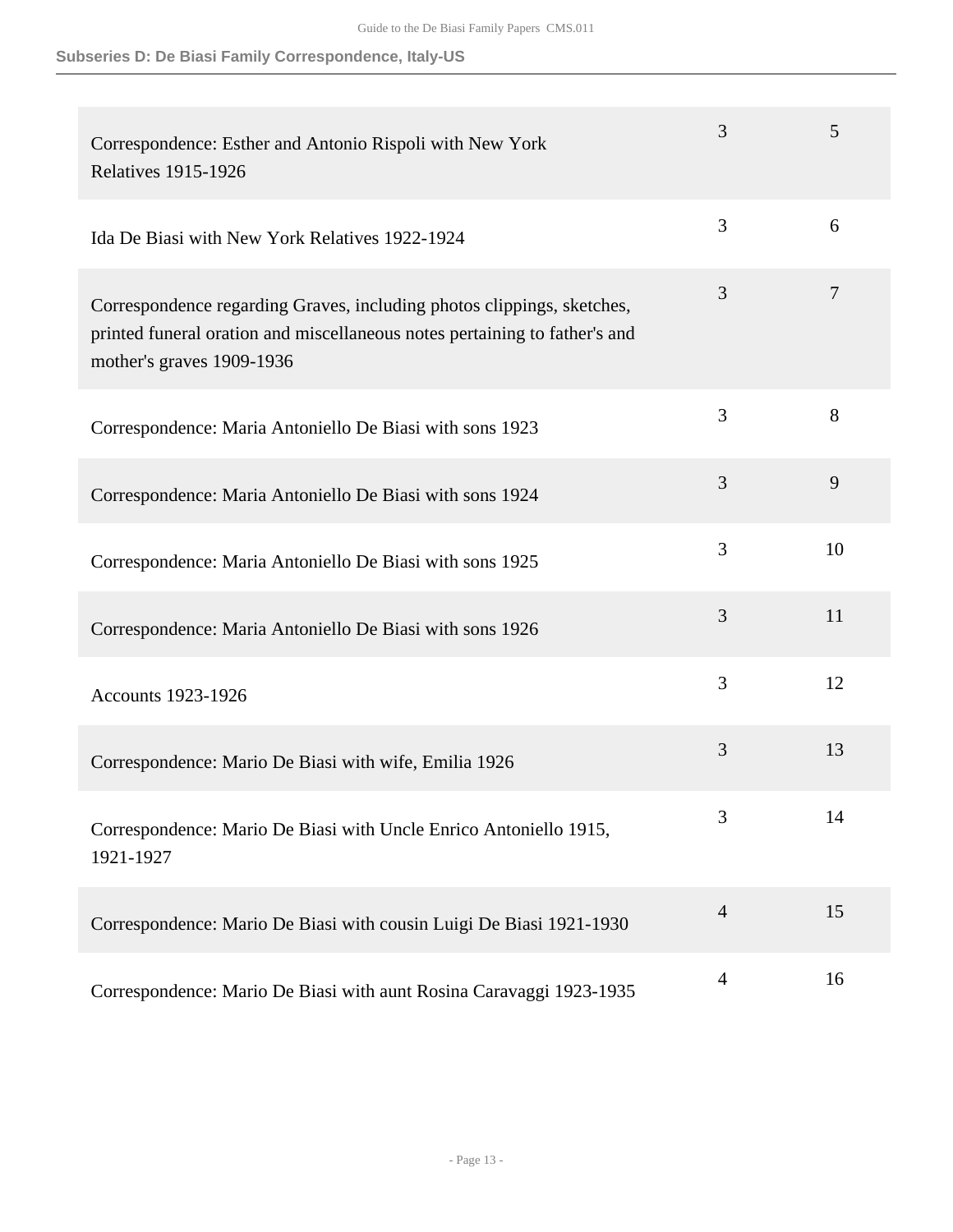**Subseries D: De Biasi Family Correspondence, Italy-US**

| | | |
|---|---|---|
| Correspondence: Esther and Antonio Rispoli with New York Relatives 1915-1926 | 3 | 5 |
| Ida De Biasi with New York Relatives 1922-1924 | 3 | 6 |
| Correspondence regarding Graves, including photos clippings, sketches, printed funeral oration and miscellaneous notes pertaining to father's and mother's graves 1909-1936 | 3 | 7 |
| Correspondence: Maria Antoniello De Biasi with sons 1923 | 3 | 8 |
| Correspondence: Maria Antoniello De Biasi with sons 1924 | 3 | 9 |
| Correspondence: Maria Antoniello De Biasi with sons 1925 | 3 | 10 |
| Correspondence: Maria Antoniello De Biasi with sons 1926 | 3 | 11 |
| Accounts 1923-1926 | 3 | 12 |
| Correspondence: Mario De Biasi with wife, Emilia 1926 | 3 | 13 |
| Correspondence: Mario De Biasi with Uncle Enrico Antoniello 1915, 1921-1927 | 3 | 14 |
| Correspondence: Mario De Biasi with cousin Luigi De Biasi 1921-1930 | 4 | 15 |
| Correspondence: Mario De Biasi with aunt Rosina Caravaggi 1923-1935 | 4 | 16 |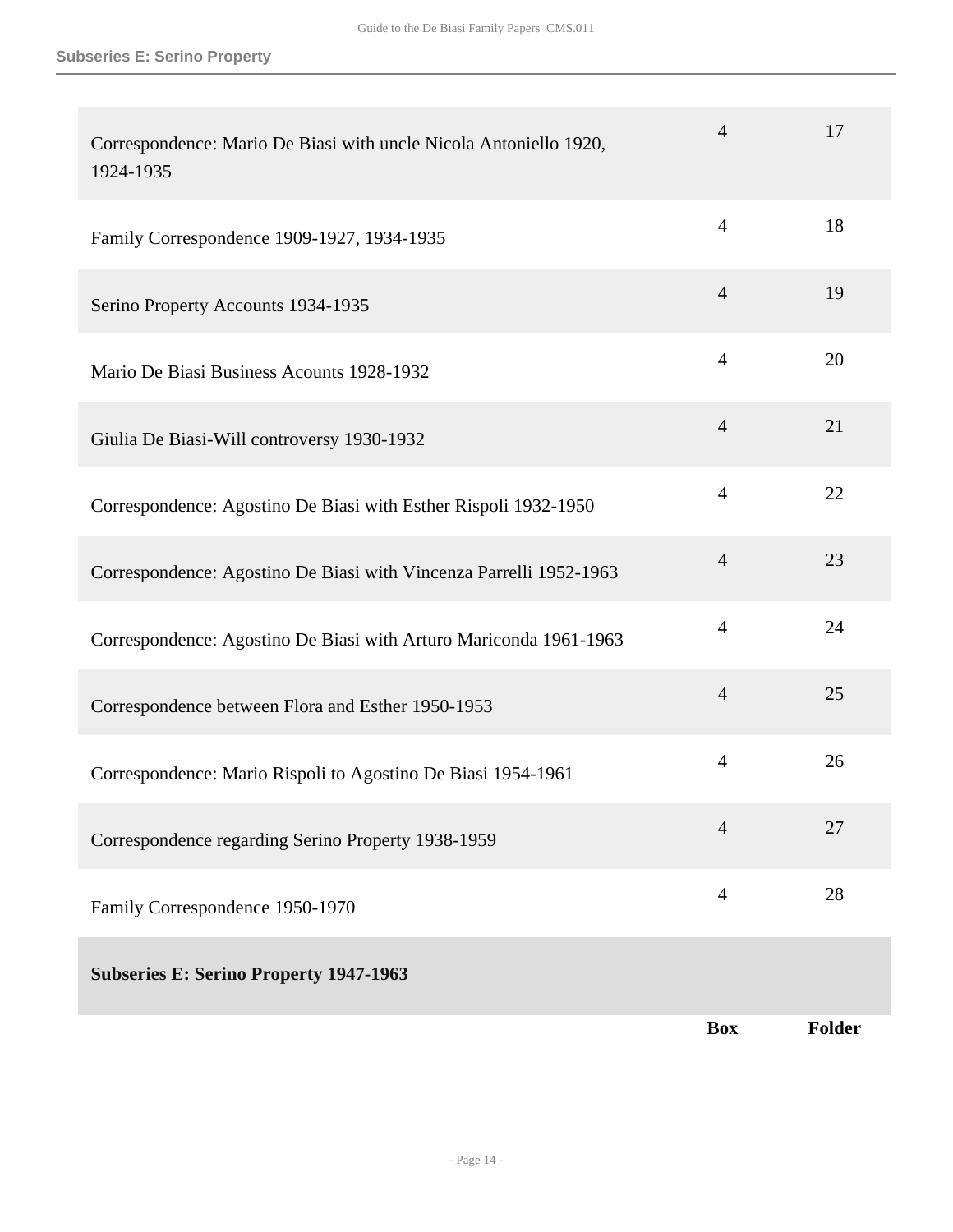| | Box | Folder |
|---|---|---|
| Correspondence: Mario De Biasi with uncle Nicola Antoniello 1920, 1924-1935 | 4 | 17 |
| Family Correspondence 1909-1927, 1934-1935 | 4 | 18 |
| Serino Property Accounts 1934-1935 | 4 | 19 |
| Mario De Biasi Business Acounts 1928-1932 | 4 | 20 |
| Giulia De Biasi-Will controversy 1930-1932 | 4 | 21 |
| Correspondence: Agostino De Biasi with Esther Rispoli 1932-1950 | 4 | 22 |
| Correspondence: Agostino De Biasi with Vincenza Parrelli 1952-1963 | 4 | 23 |
| Correspondence: Agostino De Biasi with Arturo Mariconda 1961-1963 | 4 | 24 |
| Correspondence between Flora and Esther 1950-1953 | 4 | 25 |
| Correspondence: Mario Rispoli to Agostino De Biasi 1954-1961 | 4 | 26 |
| Correspondence regarding Serino Property 1938-1959 | 4 | 27 |
| Family Correspondence 1950-1970 | 4 | 28 |

**Subseries E: Serino Property 1947-1963**

| | Box | Folder |
|---|---|---|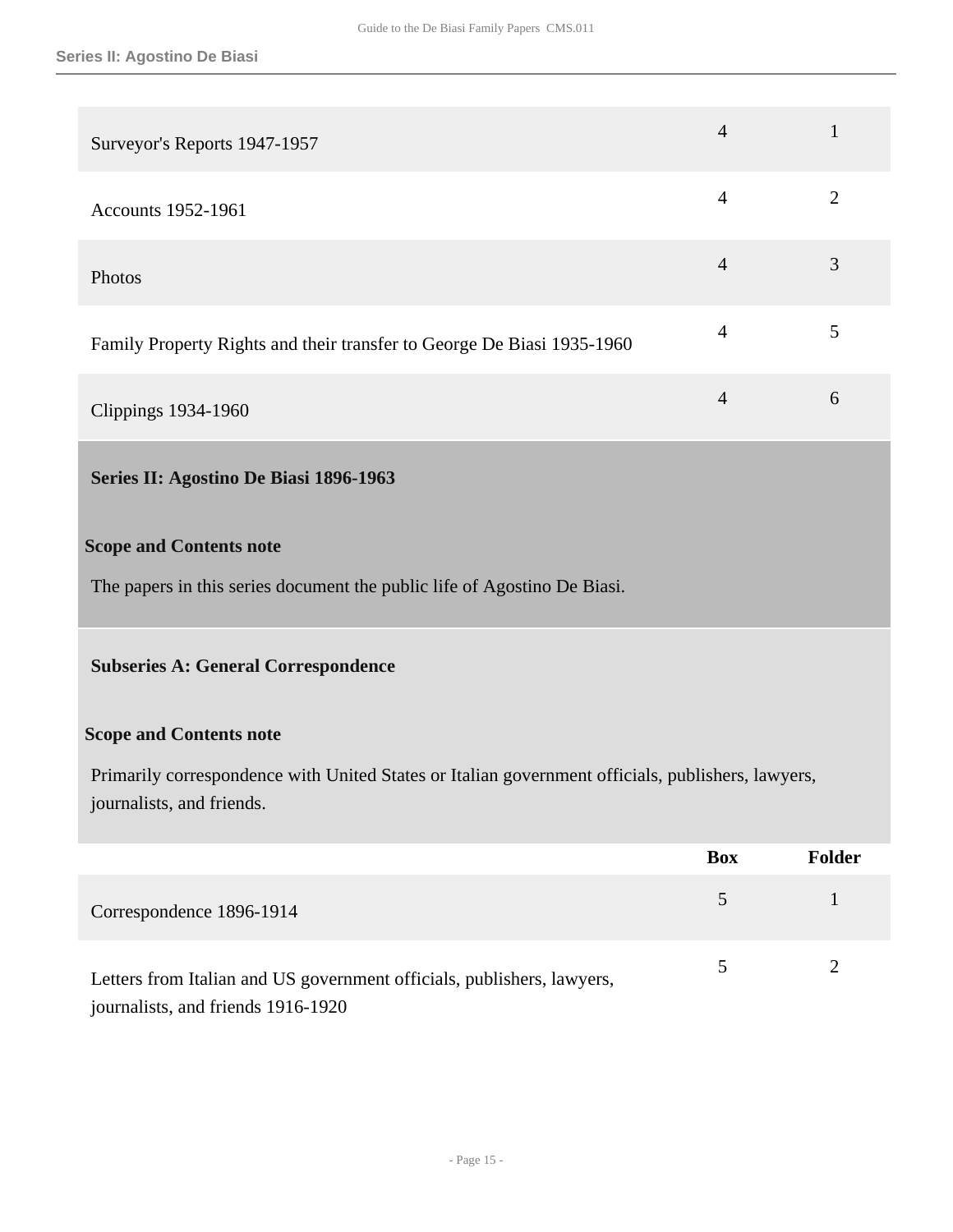| | Box | Folder |
|---|---|---|
| Surveyor's Reports 1947-1957 | 4 | 1 |
| Accounts 1952-1961 | 4 | 2 |
| Photos | 4 | 3 |
| Family Property Rights and their transfer to George De Biasi 1935-1960 | 4 | 5 |
| Clippings 1934-1960 | 4 | 6 |

## Series II: Agostino De Biasi 1896-1963

**Scope and Contents note**

The papers in this series document the public life of Agostino De Biasi.

### Subseries A: General Correspondence

**Scope and Contents note**

Primarily correspondence with United States or Italian government officials, publishers, lawyers, journalists, and friends.

| | Box | Folder |
|---|---|---|
| Correspondence 1896-1914 | 5 | 1 |
| Letters from Italian and US government officials, publishers, lawyers, journalists, and friends 1916-1920 | 5 | 2 |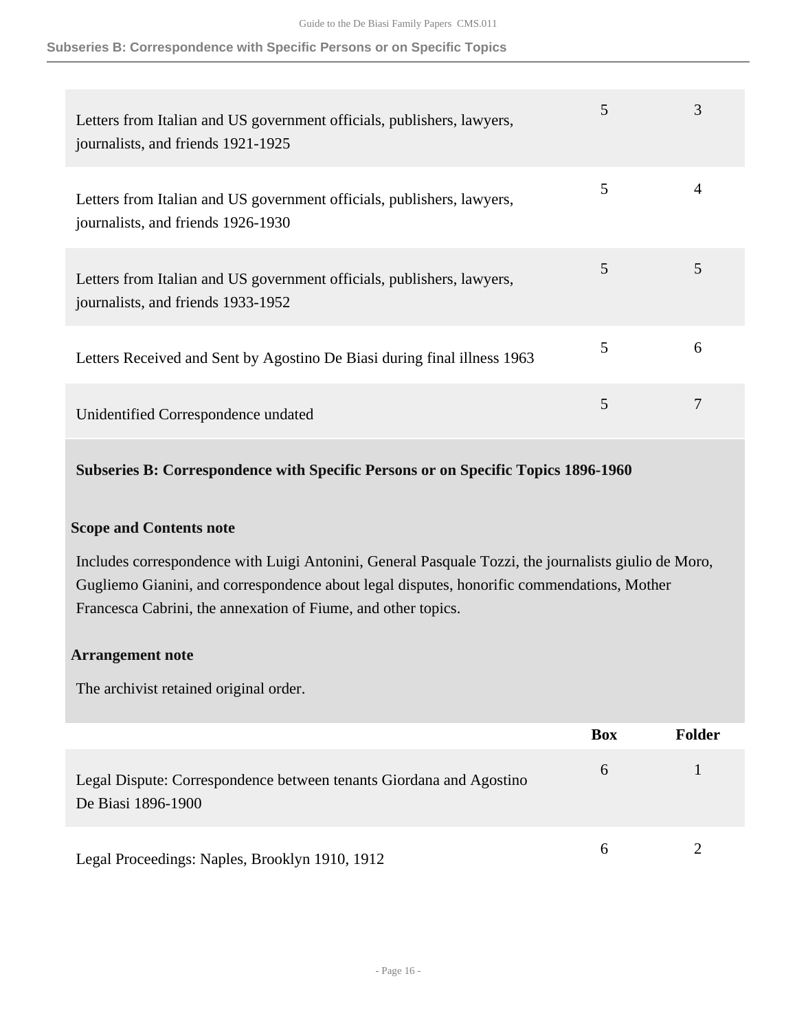| | Box | Folder |
|---|---|---|
| Letters from Italian and US government officials, publishers, lawyers, journalists, and friends 1921-1925 | 5 | 3 |
| Letters from Italian and US government officials, publishers, lawyers, journalists, and friends 1926-1930 | 5 | 4 |
| Letters from Italian and US government officials, publishers, lawyers, journalists, and friends 1933-1952 | 5 | 5 |
| Letters Received and Sent by Agostino De Biasi during final illness 1963 | 5 | 6 |
| Unidentified Correspondence undated | 5 | 7 |

### Subseries B: Correspondence with Specific Persons or on Specific Topics 1896-1960

**Scope and Contents note**

Includes correspondence with Luigi Antonini, General Pasquale Tozzi, the journalists giulio de Moro, Gugliemo Gianini, and correspondence about legal disputes, honorific commendations, Mother Francesca Cabrini, the annexation of Fiume, and other topics.

**Arrangement note**

The archivist retained original order.

| | Box | Folder |
|---|---|---|
| Legal Dispute: Correspondence between tenants Giordana and Agostino De Biasi 1896-1900 | 6 | 1 |
| Legal Proceedings: Naples, Brooklyn 1910, 1912 | 6 | 2 |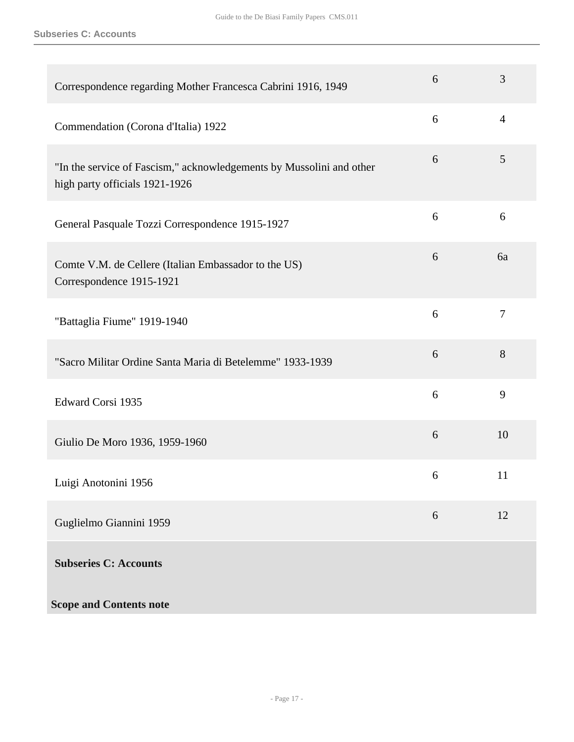| | | |
|---|---|---|
| Correspondence regarding Mother Francesca Cabrini 1916, 1949 | 6 | 3 |
| Commendation (Corona d'Italia) 1922 | 6 | 4 |
| "In the service of Fascism," acknowledgements by Mussolini and other high party officials 1921-1926 | 6 | 5 |
| General Pasquale Tozzi Correspondence 1915-1927 | 6 | 6 |
| Comte V.M. de Cellere (Italian Embassador to the US) Correspondence 1915-1921 | 6 | 6a |
| "Battaglia Fiume" 1919-1940 | 6 | 7 |
| "Sacro Militar Ordine Santa Maria di Betelemme" 1933-1939 | 6 | 8 |
| Edward Corsi 1935 | 6 | 9 |
| Giulio De Moro 1936, 1959-1960 | 6 | 10 |
| Luigi Anotonini 1956 | 6 | 11 |
| Guglielmo Giannini 1959 | 6 | 12 |

### Subseries C: Accounts

**Scope and Contents note**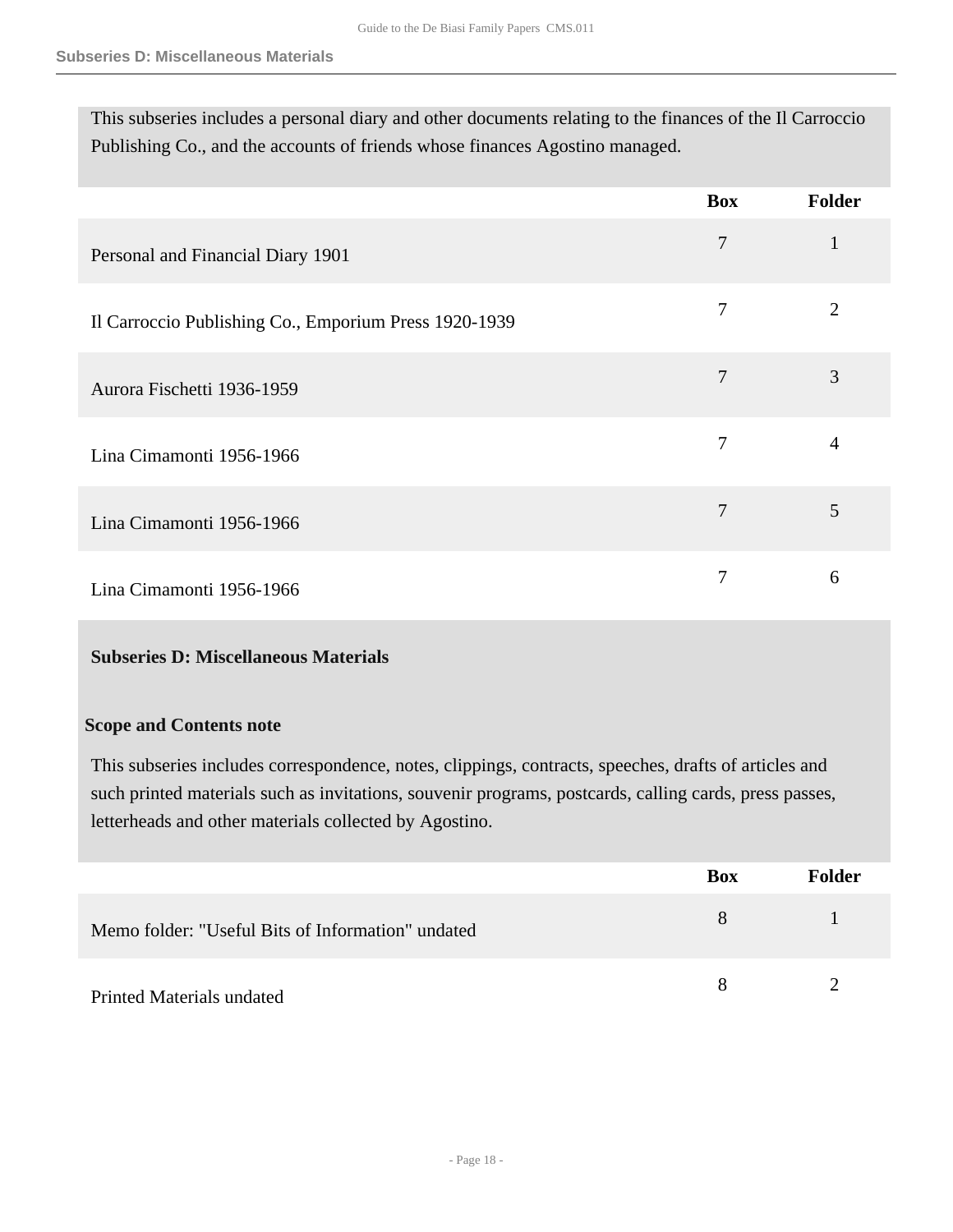This subseries includes a personal diary and other documents relating to the finances of the Il Carroccio Publishing Co., and the accounts of friends whose finances Agostino managed.

| | Box | Folder |
| --- | --- | --- |
| Personal and Financial Diary 1901 | 7 | 1 |
| Il Carroccio Publishing Co., Emporium Press 1920-1939 | 7 | 2 |
| Aurora Fischetti 1936-1959 | 7 | 3 |
| Lina Cimamonti 1956-1966 | 7 | 4 |
| Lina Cimamonti 1956-1966 | 7 | 5 |
| Lina Cimamonti 1956-1966 | 7 | 6 |

**Subseries D: Miscellaneous Materials**

**Scope and Contents note**

This subseries includes correspondence, notes, clippings, contracts, speeches, drafts of articles and such printed materials such as invitations, souvenir programs, postcards, calling cards, press passes, letterheads and other materials collected by Agostino.

| | Box | Folder |
| --- | --- | --- |
| Memo folder: "Useful Bits of Information" undated | 8 | 1 |
| Printed Materials undated | 8 | 2 |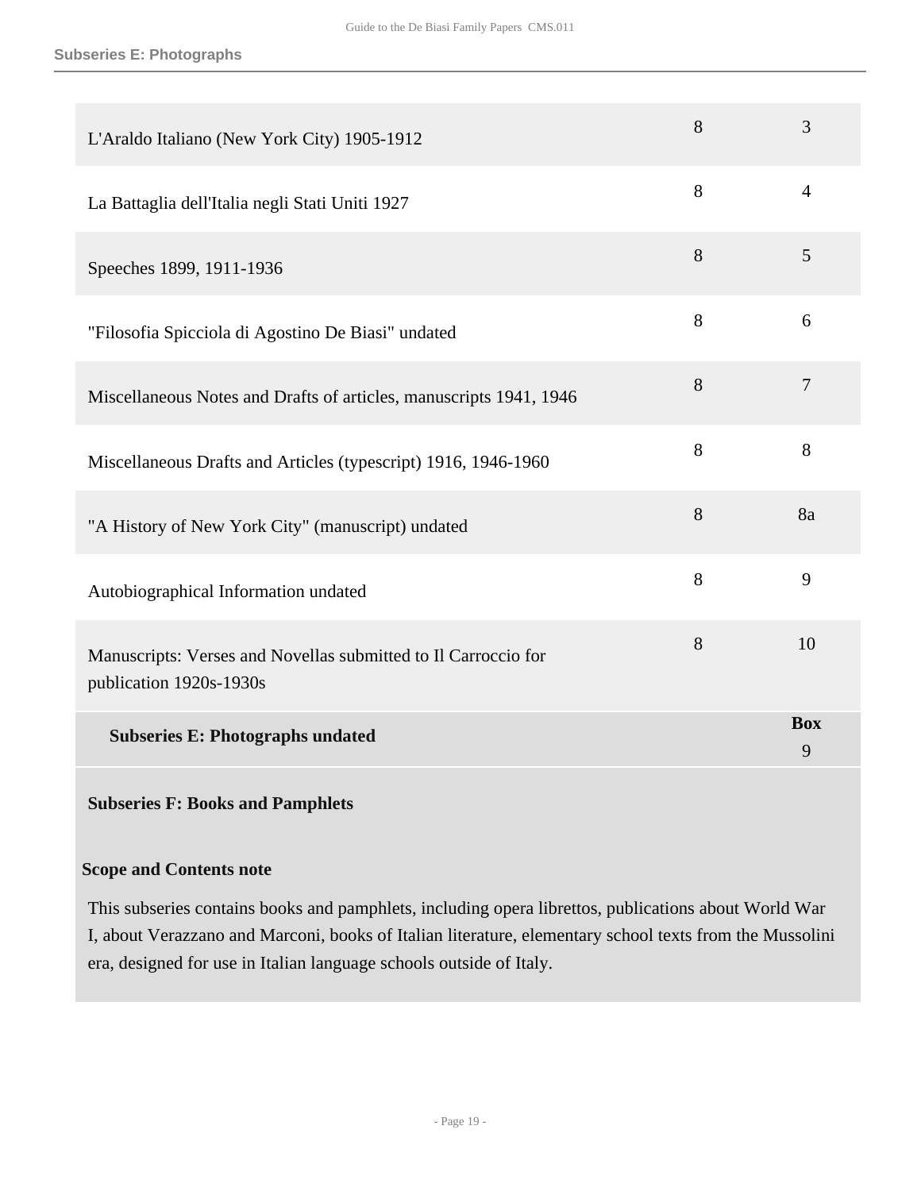| | | |
|---|---|---|
| L'Araldo Italiano (New York City) 1905-1912 | 8 | 3 |
| La Battaglia dell'Italia negli Stati Uniti 1927 | 8 | 4 |
| Speeches 1899, 1911-1936 | 8 | 5 |
| "Filosofia Spicciola di Agostino De Biasi" undated | 8 | 6 |
| Miscellaneous Notes and Drafts of articles, manuscripts 1941, 1946 | 8 | 7 |
| Miscellaneous Drafts and Articles (typescript) 1916, 1946-1960 | 8 | 8 |
| "A History of New York City" (manuscript) undated | 8 | 8a |
| Autobiographical Information undated | 8 | 9 |
| Manuscripts: Verses and Novellas submitted to Il Carroccio for publication 1920s-1930s | 8 | 10 |

| | **Box** |
|---|---|
| **Subseries E: Photographs undated** | 9 |

**Subseries F: Books and Pamphlets**

**Scope and Contents note**

This subseries contains books and pamphlets, including opera librettos, publications about World War I, about Verazzano and Marconi, books of Italian literature, elementary school texts from the Mussolini era, designed for use in Italian language schools outside of Italy.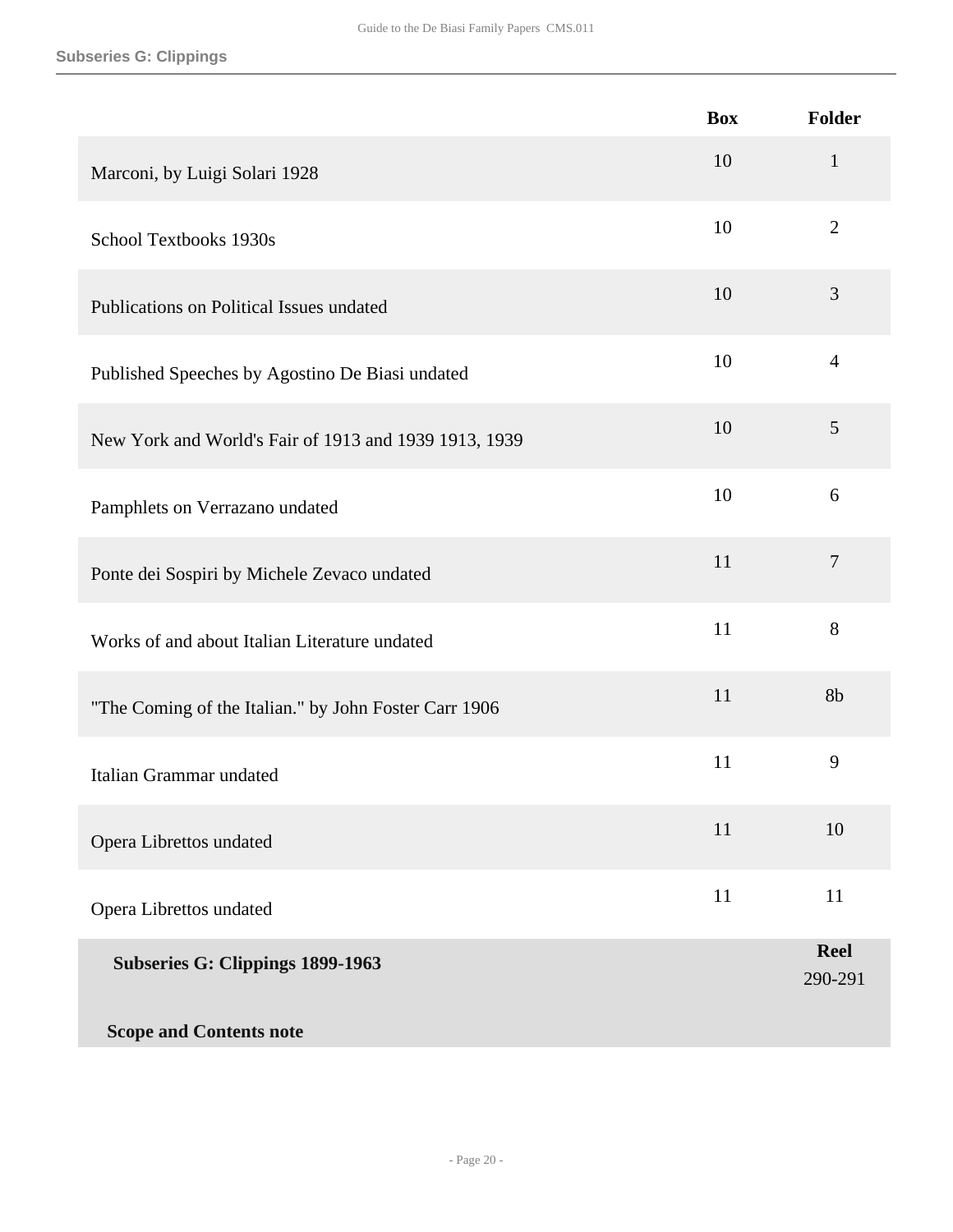| | Box | Folder |
|---|---|---|
| Marconi, by Luigi Solari 1928 | 10 | 1 |
| School Textbooks 1930s | 10 | 2 |
| Publications on Political Issues undated | 10 | 3 |
| Published Speeches by Agostino De Biasi undated | 10 | 4 |
| New York and World's Fair of 1913 and 1939 1913, 1939 | 10 | 5 |
| Pamphlets on Verrazano undated | 10 | 6 |
| Ponte dei Sospiri by Michele Zevaco undated | 11 | 7 |
| Works of and about Italian Literature undated | 11 | 8 |
| "The Coming of the Italian." by John Foster Carr 1906 | 11 | 8b |
| Italian Grammar undated | 11 | 9 |
| Opera Librettos undated | 11 | 10 |
| Opera Librettos undated | 11 | 11 |

## Subseries G: Clippings 1899-1963

**Reel** 290-291

### Scope and Contents note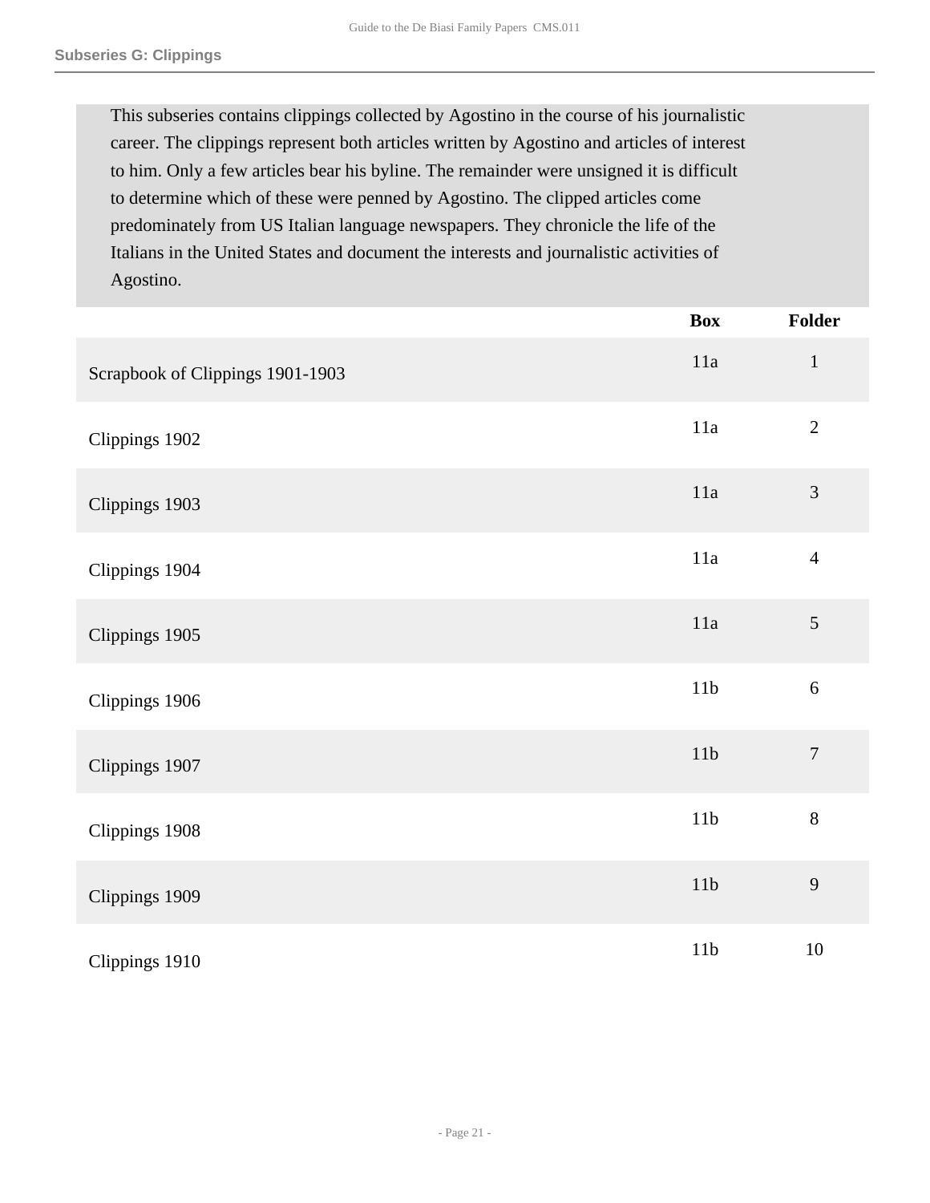## Subseries G: Clippings

This subseries contains clippings collected by Agostino in the course of his journalistic career. The clippings represent both articles written by Agostino and articles of interest to him. Only a few articles bear his byline. The remainder were unsigned it is difficult to determine which of these were penned by Agostino. The clipped articles come predominately from US Italian language newspapers. They chronicle the life of the Italians in the United States and document the interests and journalistic activities of Agostino.

| | Box | Folder |
|---|---|---|
| Scrapbook of Clippings 1901-1903 | 11a | 1 |
| Clippings 1902 | 11a | 2 |
| Clippings 1903 | 11a | 3 |
| Clippings 1904 | 11a | 4 |
| Clippings 1905 | 11a | 5 |
| Clippings 1906 | 11b | 6 |
| Clippings 1907 | 11b | 7 |
| Clippings 1908 | 11b | 8 |
| Clippings 1909 | 11b | 9 |
| Clippings 1910 | 11b | 10 |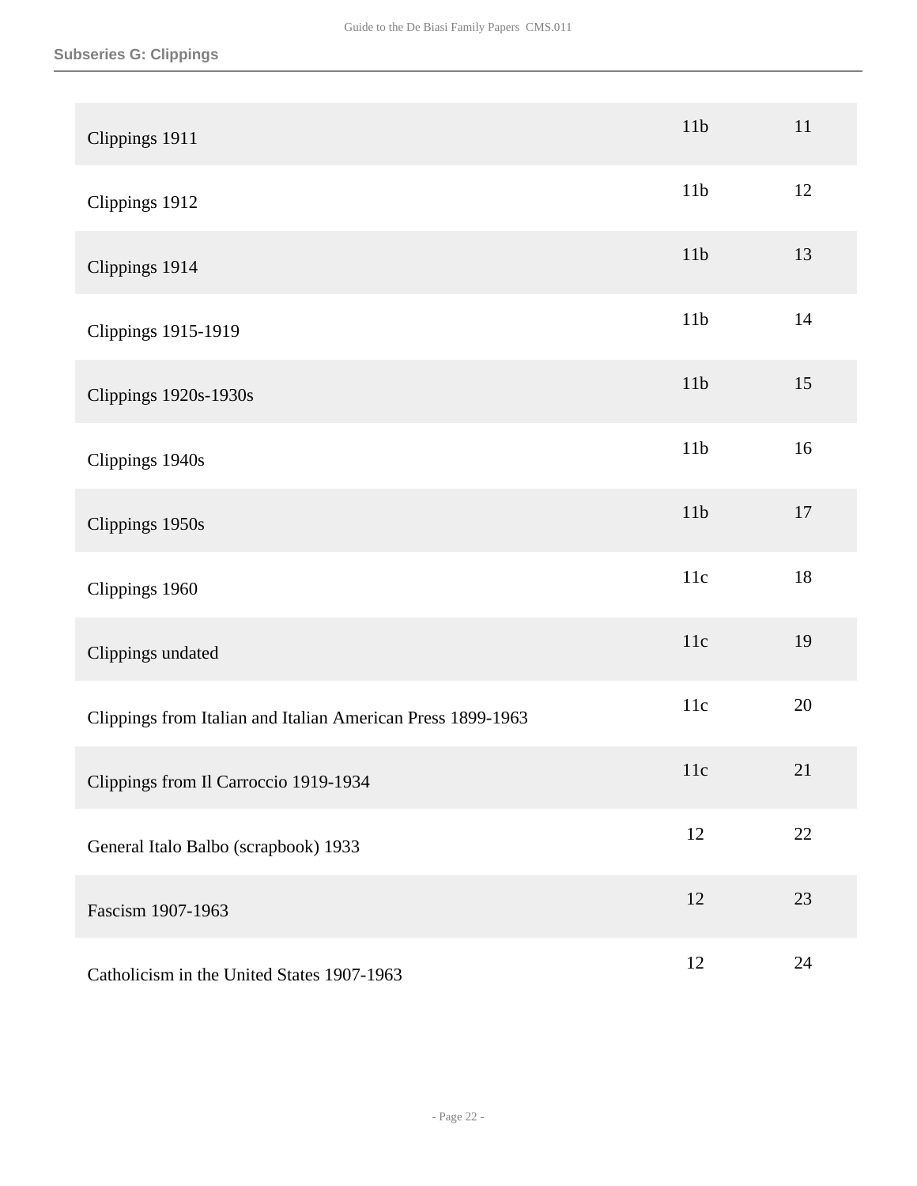## Subseries G: Clippings

| | | |
|---|---|---|
| Clippings 1911 | 11b | 11 |
| Clippings 1912 | 11b | 12 |
| Clippings 1914 | 11b | 13 |
| Clippings 1915-1919 | 11b | 14 |
| Clippings 1920s-1930s | 11b | 15 |
| Clippings 1940s | 11b | 16 |
| Clippings 1950s | 11b | 17 |
| Clippings 1960 | 11c | 18 |
| Clippings undated | 11c | 19 |
| Clippings from Italian and Italian American Press 1899-1963 | 11c | 20 |
| Clippings from Il Carroccio 1919-1934 | 11c | 21 |
| General Italo Balbo (scrapbook) 1933 | 12 | 22 |
| Fascism 1907-1963 | 12 | 23 |
| Catholicism in the United States 1907-1963 | 12 | 24 |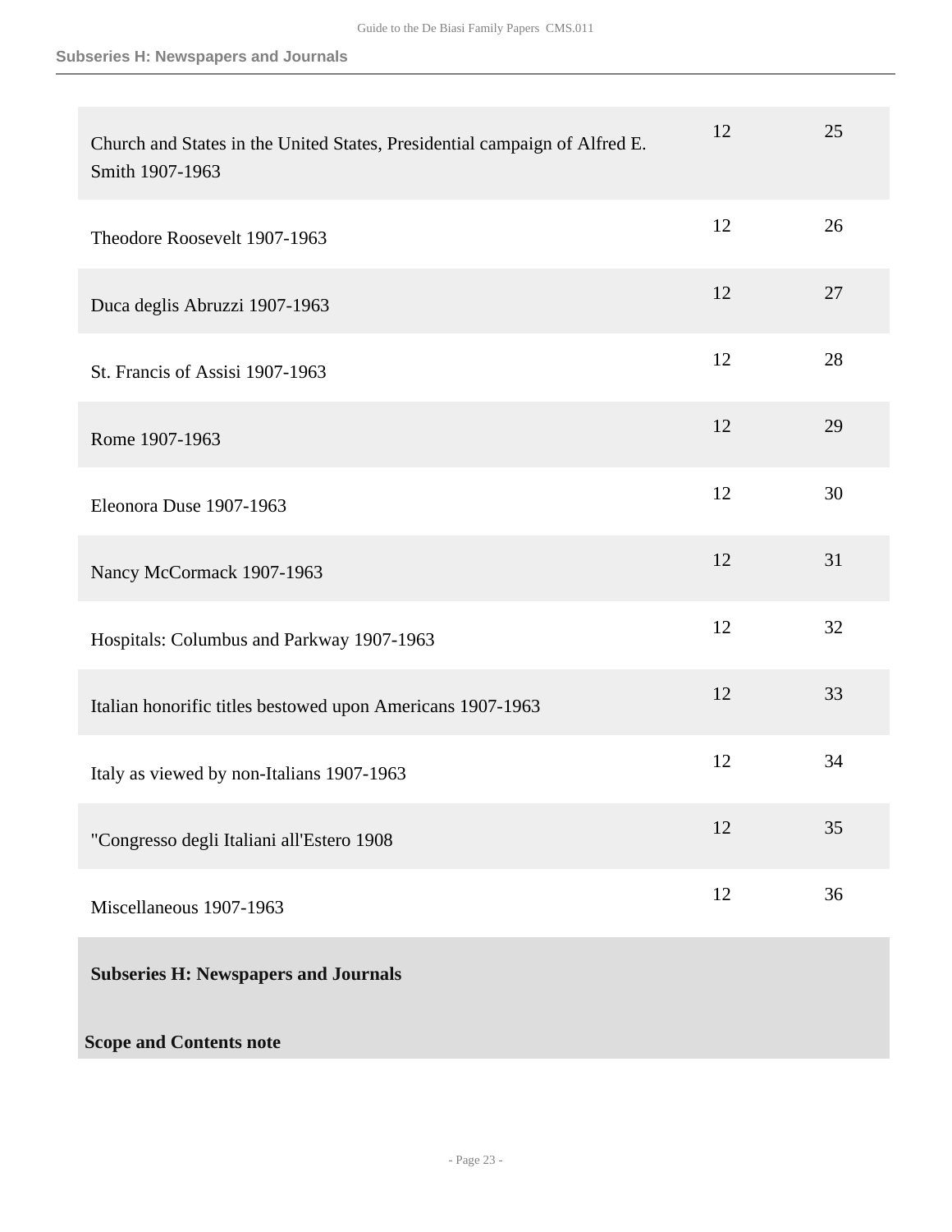| | | |
|---|---|---|
| Church and States in the United States, Presidential campaign of Alfred E. Smith 1907-1963 | 12 | 25 |
| Theodore Roosevelt 1907-1963 | 12 | 26 |
| Duca deglis Abruzzi 1907-1963 | 12 | 27 |
| St. Francis of Assisi 1907-1963 | 12 | 28 |
| Rome 1907-1963 | 12 | 29 |
| Eleonora Duse 1907-1963 | 12 | 30 |
| Nancy McCormack 1907-1963 | 12 | 31 |
| Hospitals: Columbus and Parkway 1907-1963 | 12 | 32 |
| Italian honorific titles bestowed upon Americans 1907-1963 | 12 | 33 |
| Italy as viewed by non-Italians 1907-1963 | 12 | 34 |
| "Congresso degli Italiani all'Estero 1908 | 12 | 35 |
| Miscellaneous 1907-1963 | 12 | 36 |

**Subseries H: Newspapers and Journals**

**Scope and Contents note**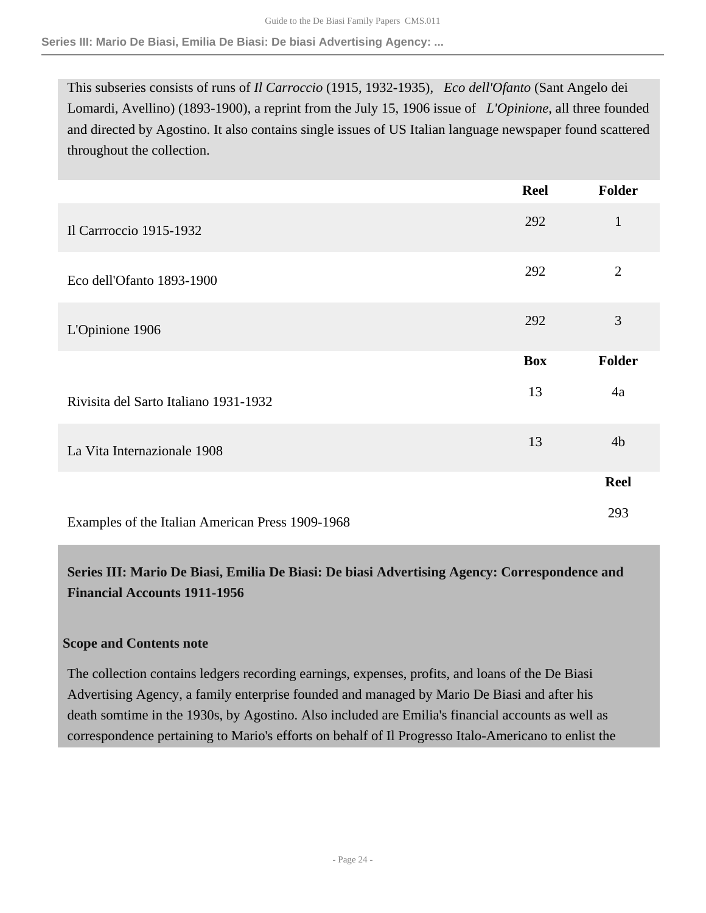This subseries consists of runs of *Il Carroccio* (1915, 1932-1935), *Eco dell'Ofanto* (Sant Angelo dei Lomardi, Avellino) (1893-1900), a reprint from the July 15, 1906 issue of *L'Opinione*, all three founded and directed by Agostino. It also contains single issues of US Italian language newspaper found scattered throughout the collection.

| | Reel | Folder |
|---|---|---|
| Il Carrroccio 1915-1932 | 292 | 1 |
| Eco dell'Ofanto 1893-1900 | 292 | 2 |
| L'Opinione 1906 | 292 | 3 |
| | **Box** | **Folder** |
| Rivisita del Sarto Italiano 1931-1932 | 13 | 4a |
| La Vita Internazionale 1908 | 13 | 4b |
| | | **Reel** |
| Examples of the Italian American Press 1909-1968 | | 293 |

**Series III: Mario De Biasi, Emilia De Biasi: De biasi Advertising Agency: Correspondence and Financial Accounts 1911-1956**

**Scope and Contents note**

The collection contains ledgers recording earnings, expenses, profits, and loans of the De Biasi Advertising Agency, a family enterprise founded and managed by Mario De Biasi and after his death somtime in the 1930s, by Agostino. Also included are Emilia's financial accounts as well as correspondence pertaining to Mario's efforts on behalf of Il Progresso Italo-Americano to enlist the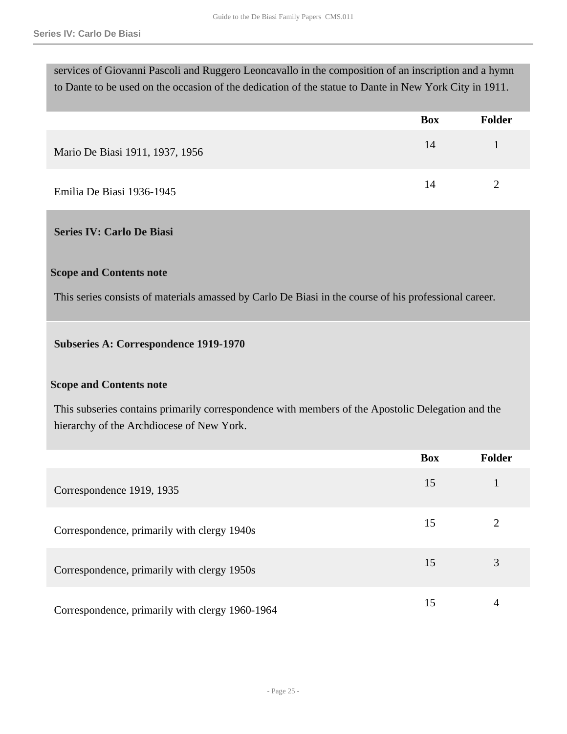services of Giovanni Pascoli and Ruggero Leoncavallo in the composition of an inscription and a hymn to Dante to be used on the occasion of the dedication of the statue to Dante in New York City in 1911.

| | Box | Folder |
| --- | --- | --- |
| Mario De Biasi 1911, 1937, 1956 | 14 | 1 |
| Emilia De Biasi 1936-1945 | 14 | 2 |

## Series IV: Carlo De Biasi

**Scope and Contents note**

This series consists of materials amassed by Carlo De Biasi in the course of his professional career.

### Subseries A: Correspondence 1919-1970

**Scope and Contents note**

This subseries contains primarily correspondence with members of the Apostolic Delegation and the hierarchy of the Archdiocese of New York.

| | Box | Folder |
| --- | --- | --- |
| Correspondence 1919, 1935 | 15 | 1 |
| Correspondence, primarily with clergy 1940s | 15 | 2 |
| Correspondence, primarily with clergy 1950s | 15 | 3 |
| Correspondence, primarily with clergy 1960-1964 | 15 | 4 |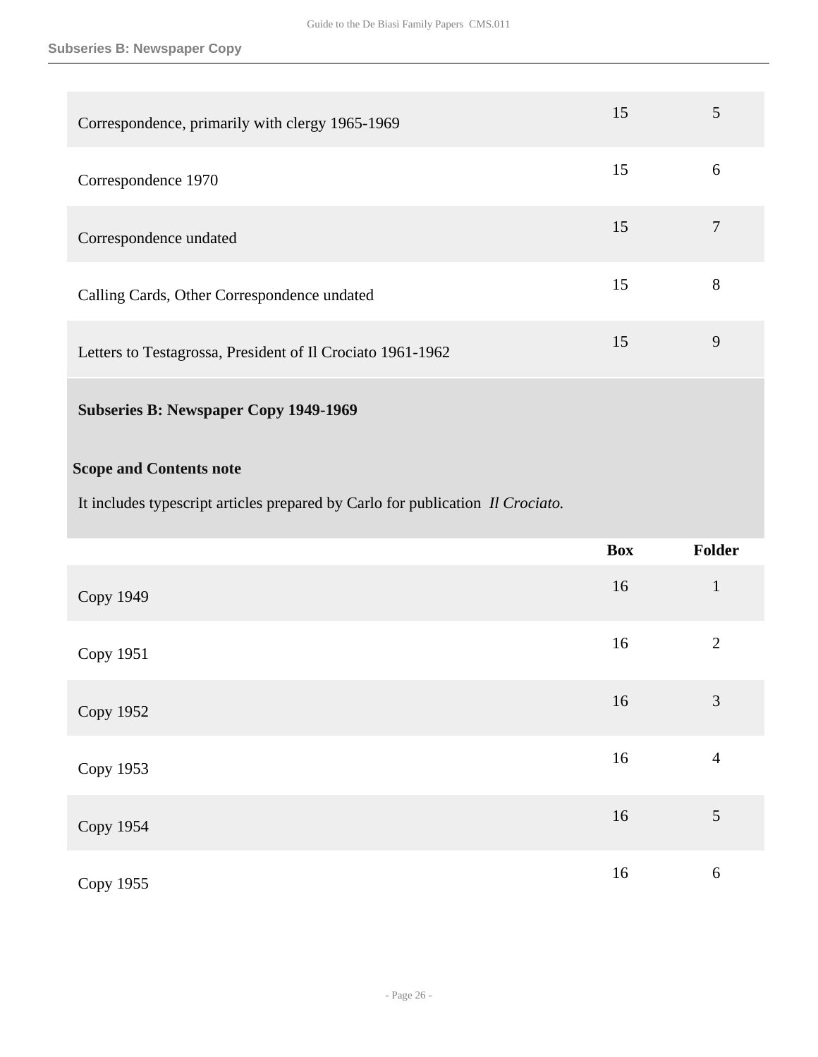| | Box | Folder |
|---|---|---|
| Correspondence, primarily with clergy 1965-1969 | 15 | 5 |
| Correspondence 1970 | 15 | 6 |
| Correspondence undated | 15 | 7 |
| Calling Cards, Other Correspondence undated | 15 | 8 |
| Letters to Testagrossa, President of Il Crociato 1961-1962 | 15 | 9 |

### Subseries B: Newspaper Copy 1949-1969

**Scope and Contents note**

It includes typescript articles prepared by Carlo for publication *Il Crociato.*

| | Box | Folder |
|---|---|---|
| Copy 1949 | 16 | 1 |
| Copy 1951 | 16 | 2 |
| Copy 1952 | 16 | 3 |
| Copy 1953 | 16 | 4 |
| Copy 1954 | 16 | 5 |
| Copy 1955 | 16 | 6 |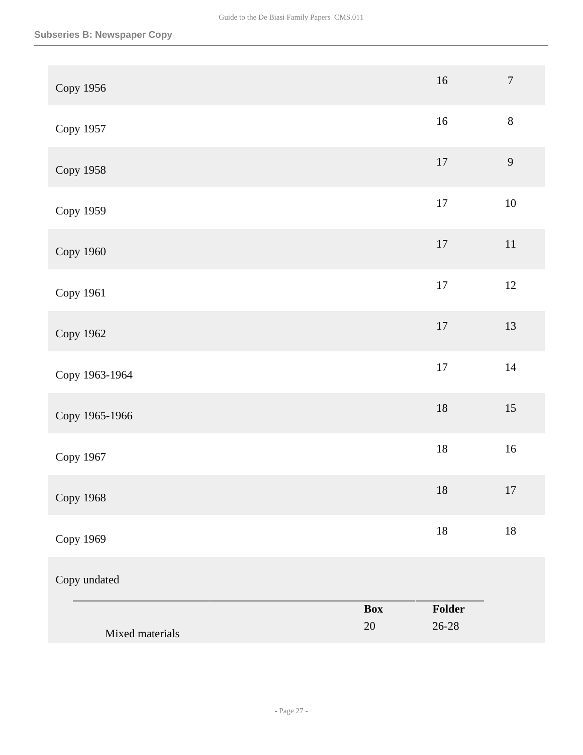| Title | Box | Folder |
|---|---|---|
| Copy 1956 | 16 | 7 |
| Copy 1957 | 16 | 8 |
| Copy 1958 | 17 | 9 |
| Copy 1959 | 17 | 10 |
| Copy 1960 | 17 | 11 |
| Copy 1961 | 17 | 12 |
| Copy 1962 | 17 | 13 |
| Copy 1963-1964 | 17 | 14 |
| Copy 1965-1966 | 18 | 15 |
| Copy 1967 | 18 | 16 |
| Copy 1968 | 18 | 17 |
| Copy 1969 | 18 | 18 |

Copy undated

| | Box | Folder |
|---|---|---|
| Mixed materials | 20 | 26-28 |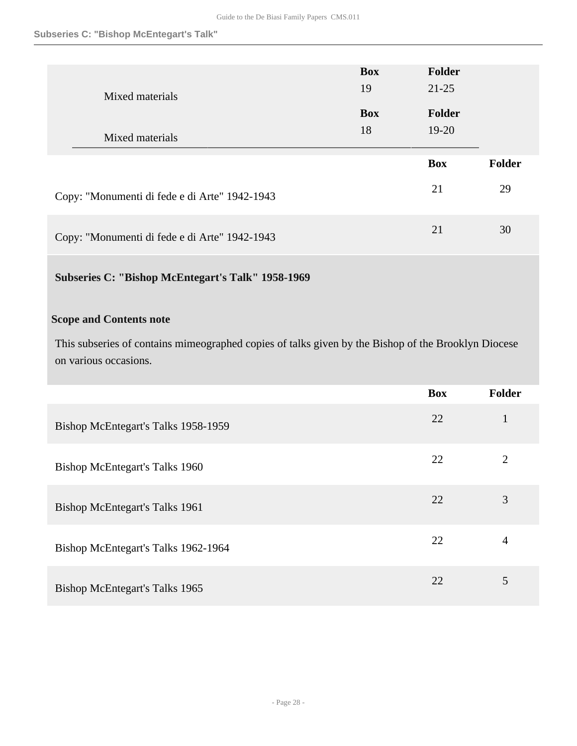| | Box | Folder |
|---|---|---|
| Mixed materials | 19 | 21-25 |
| Mixed materials | 18 | 19-20 |

| | Box | Folder |
|---|---|---|
| Copy: "Monumenti di fede e di Arte" 1942-1943 | 21 | 29 |
| Copy: "Monumenti di fede e di Arte" 1942-1943 | 21 | 30 |

### Subseries C: "Bishop McEntegart's Talk" 1958-1969

**Scope and Contents note**

This subseries of contains mimeographed copies of talks given by the Bishop of the Brooklyn Diocese on various occasions.

| | Box | Folder |
|---|---|---|
| Bishop McEntegart's Talks 1958-1959 | 22 | 1 |
| Bishop McEntegart's Talks 1960 | 22 | 2 |
| Bishop McEntegart's Talks 1961 | 22 | 3 |
| Bishop McEntegart's Talks 1962-1964 | 22 | 4 |
| Bishop McEntegart's Talks 1965 | 22 | 5 |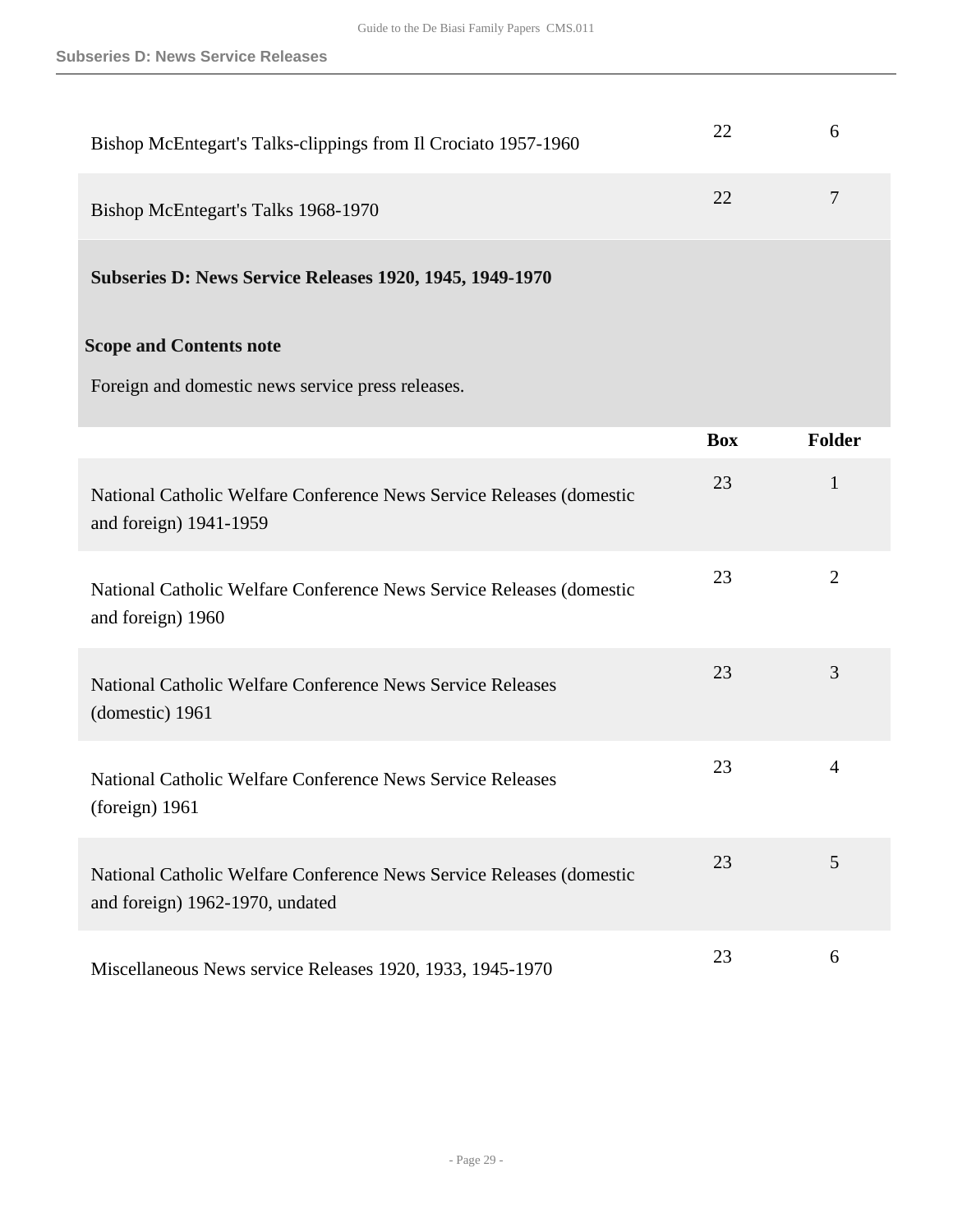| | Box | Folder |
|---|---|---|
| Bishop McEntegart's Talks-clippings from Il Crociato 1957-1960 | 22 | 6 |
| Bishop McEntegart's Talks 1968-1970 | 22 | 7 |

### Subseries D: News Service Releases 1920, 1945, 1949-1970

**Scope and Contents note**

Foreign and domestic news service press releases.

| | Box | Folder |
|---|---|---|
| National Catholic Welfare Conference News Service Releases (domestic and foreign) 1941-1959 | 23 | 1 |
| National Catholic Welfare Conference News Service Releases (domestic and foreign) 1960 | 23 | 2 |
| National Catholic Welfare Conference News Service Releases (domestic) 1961 | 23 | 3 |
| National Catholic Welfare Conference News Service Releases (foreign) 1961 | 23 | 4 |
| National Catholic Welfare Conference News Service Releases (domestic and foreign) 1962-1970, undated | 23 | 5 |
| Miscellaneous News service Releases 1920, 1933, 1945-1970 | 23 | 6 |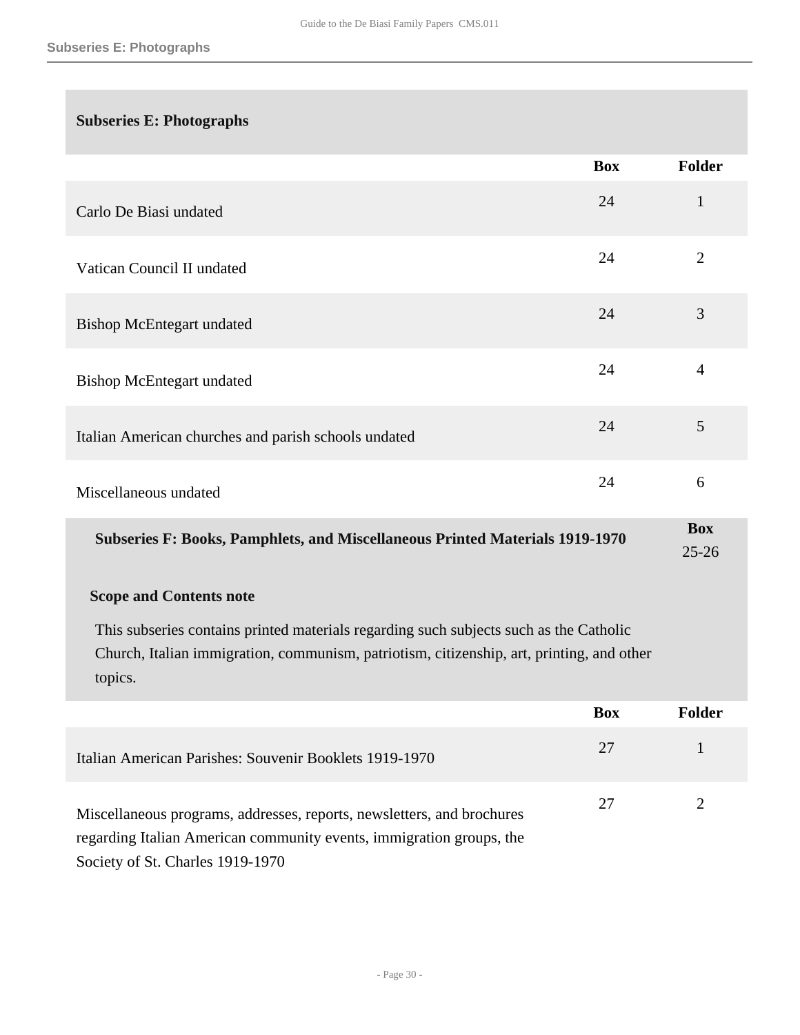## Subseries E: Photographs

| | Box | Folder |
|---|---|---|
| Carlo De Biasi undated | 24 | 1 |
| Vatican Council II undated | 24 | 2 |
| Bishop McEntegart undated | 24 | 3 |
| Bishop McEntegart undated | 24 | 4 |
| Italian American churches and parish schools undated | 24 | 5 |
| Miscellaneous undated | 24 | 6 |

## Subseries F: Books, Pamphlets, and Miscellaneous Printed Materials 1919-1970

**Box**
25-26

### Scope and Contents note

This subseries contains printed materials regarding such subjects such as the Catholic Church, Italian immigration, communism, patriotism, citizenship, art, printing, and other topics.

| | Box | Folder |
|---|---|---|
| Italian American Parishes: Souvenir Booklets 1919-1970 | 27 | 1 |
| Miscellaneous programs, addresses, reports, newsletters, and brochures regarding Italian American community events, immigration groups, the Society of St. Charles 1919-1970 | 27 | 2 |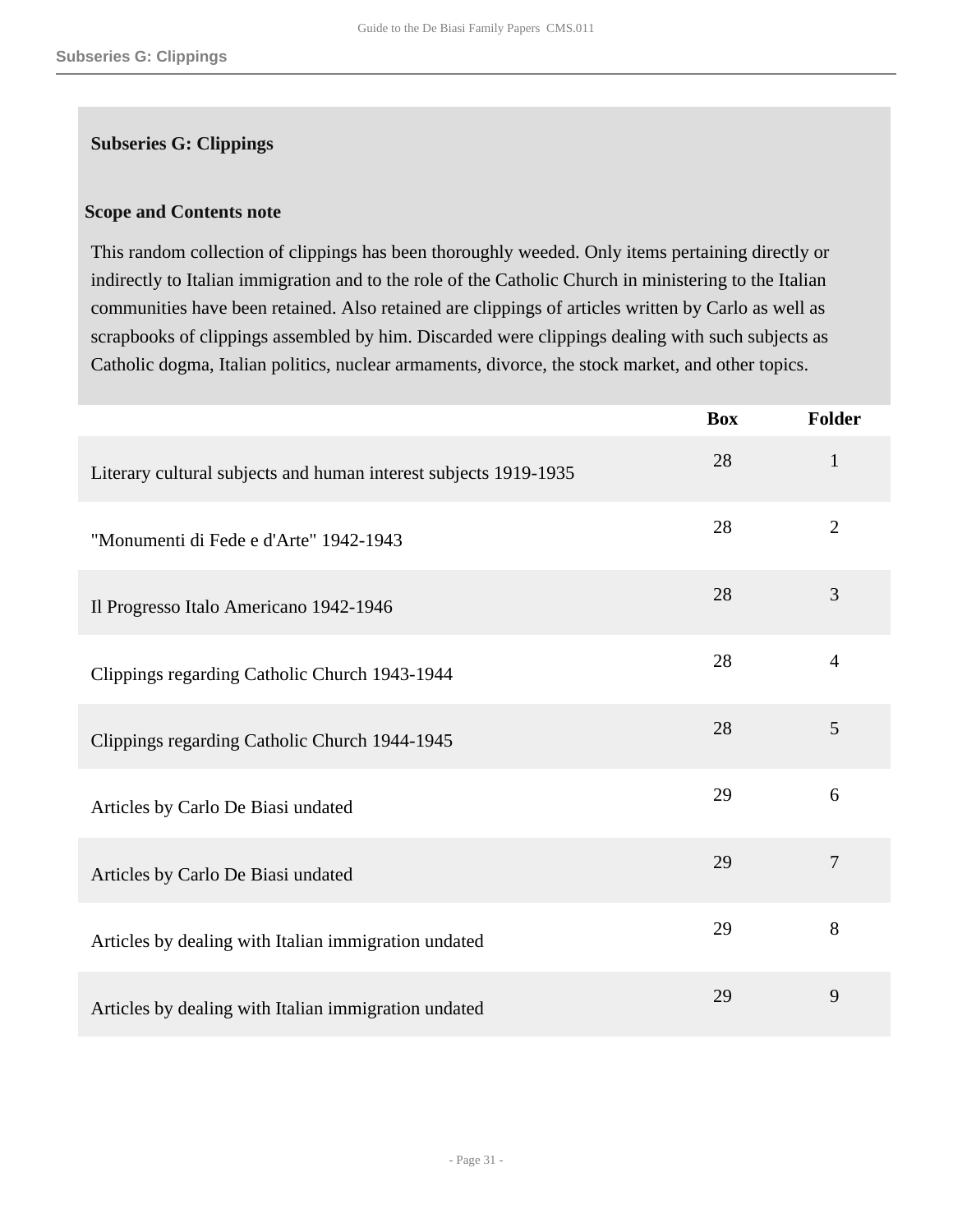## Subseries G: Clippings

### Scope and Contents note

This random collection of clippings has been thoroughly weeded. Only items pertaining directly or indirectly to Italian immigration and to the role of the Catholic Church in ministering to the Italian communities have been retained. Also retained are clippings of articles written by Carlo as well as scrapbooks of clippings assembled by him. Discarded were clippings dealing with such subjects as Catholic dogma, Italian politics, nuclear armaments, divorce, the stock market, and other topics.

| | Box | Folder |
|---|---|---|
| Literary cultural subjects and human interest subjects 1919-1935 | 28 | 1 |
| "Monumenti di Fede e d'Arte" 1942-1943 | 28 | 2 |
| Il Progresso Italo Americano 1942-1946 | 28 | 3 |
| Clippings regarding Catholic Church 1943-1944 | 28 | 4 |
| Clippings regarding Catholic Church 1944-1945 | 28 | 5 |
| Articles by Carlo De Biasi undated | 29 | 6 |
| Articles by Carlo De Biasi undated | 29 | 7 |
| Articles by dealing with Italian immigration undated | 29 | 8 |
| Articles by dealing with Italian immigration undated | 29 | 9 |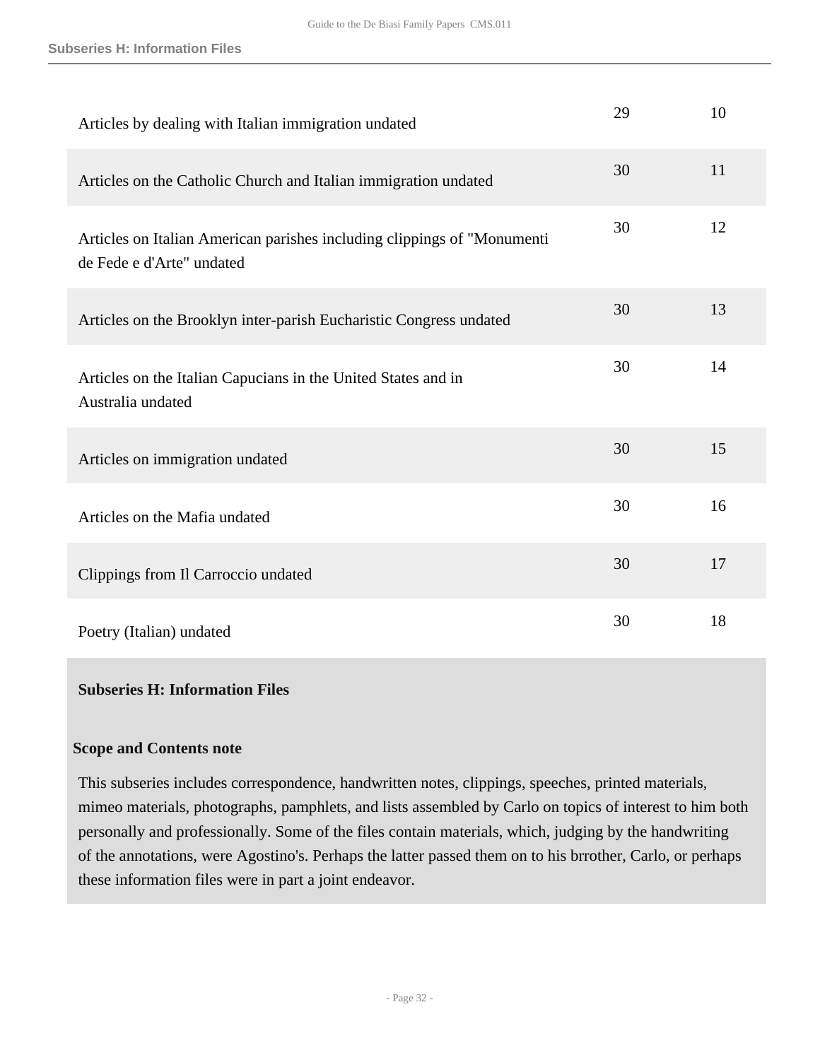| Title | Box | Folder |
|---|---|---|
| Articles by dealing with Italian immigration undated | 29 | 10 |
| Articles on the Catholic Church and Italian immigration undated | 30 | 11 |
| Articles on Italian American parishes including clippings of "Monumenti de Fede e d'Arte" undated | 30 | 12 |
| Articles on the Brooklyn inter-parish Eucharistic Congress undated | 30 | 13 |
| Articles on the Italian Capucians in the United States and in Australia undated | 30 | 14 |
| Articles on immigration undated | 30 | 15 |
| Articles on the Mafia undated | 30 | 16 |
| Clippings from Il Carroccio undated | 30 | 17 |
| Poetry (Italian) undated | 30 | 18 |

## Subseries H: Information Files

### Scope and Contents note

This subseries includes correspondence, handwritten notes, clippings, speeches, printed materials, mimeo materials, photographs, pamphlets, and lists assembled by Carlo on topics of interest to him both personally and professionally. Some of the files contain materials, which, judging by the handwriting of the annotations, were Agostino's. Perhaps the latter passed them on to his brrother, Carlo, or perhaps these information files were in part a joint endeavor.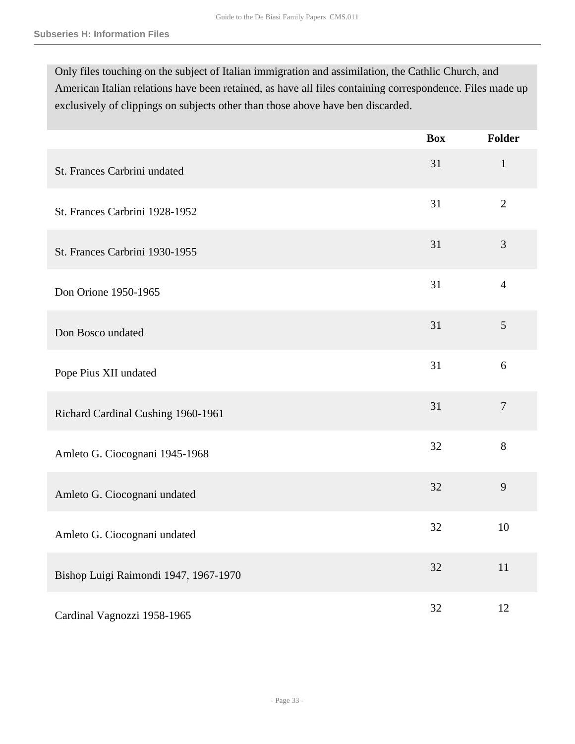### Subseries H: Information Files

Only files touching on the subject of Italian immigration and assimilation, the Cathlic Church, and American Italian relations have been retained, as have all files containing correspondence. Files made up exclusively of clippings on subjects other than those above have ben discarded.

| | Box | Folder |
|---|---|---|
| St. Frances Carbrini undated | 31 | 1 |
| St. Frances Carbrini 1928-1952 | 31 | 2 |
| St. Frances Carbrini 1930-1955 | 31 | 3 |
| Don Orione 1950-1965 | 31 | 4 |
| Don Bosco undated | 31 | 5 |
| Pope Pius XII undated | 31 | 6 |
| Richard Cardinal Cushing 1960-1961 | 31 | 7 |
| Amleto G. Ciocognani 1945-1968 | 32 | 8 |
| Amleto G. Ciocognani undated | 32 | 9 |
| Amleto G. Ciocognani undated | 32 | 10 |
| Bishop Luigi Raimondi 1947, 1967-1970 | 32 | 11 |
| Cardinal Vagnozzi 1958-1965 | 32 | 12 |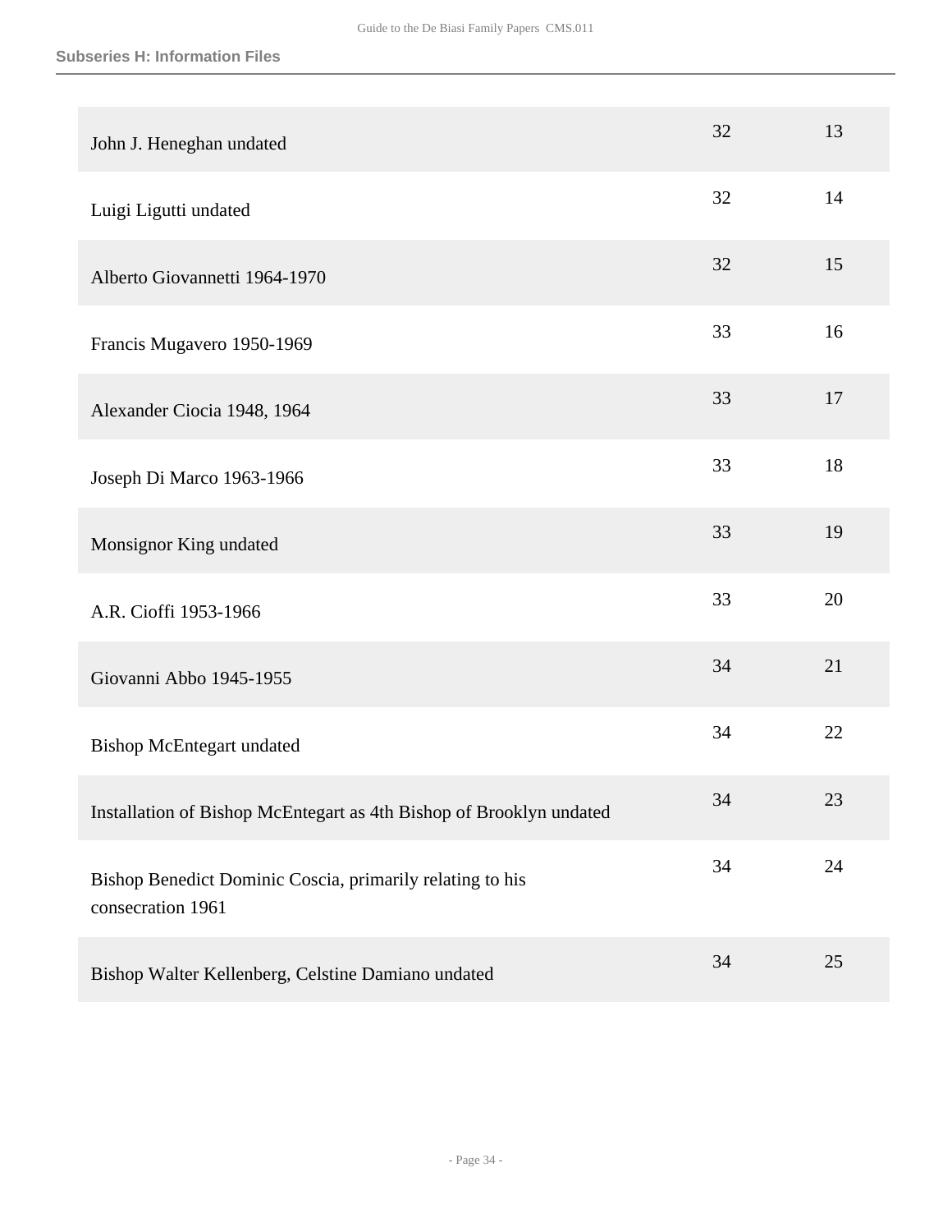| | | |
|---|---|---|
| John J. Heneghan undated | 32 | 13 |
| Luigi Ligutti undated | 32 | 14 |
| Alberto Giovannetti 1964-1970 | 32 | 15 |
| Francis Mugavero 1950-1969 | 33 | 16 |
| Alexander Ciocia 1948, 1964 | 33 | 17 |
| Joseph Di Marco 1963-1966 | 33 | 18 |
| Monsignor King undated | 33 | 19 |
| A.R. Cioffi 1953-1966 | 33 | 20 |
| Giovanni Abbo 1945-1955 | 34 | 21 |
| Bishop McEntegart undated | 34 | 22 |
| Installation of Bishop McEntegart as 4th Bishop of Brooklyn undated | 34 | 23 |
| Bishop Benedict Dominic Coscia, primarily relating to his consecration 1961 | 34 | 24 |
| Bishop Walter Kellenberg, Celstine Damiano undated | 34 | 25 |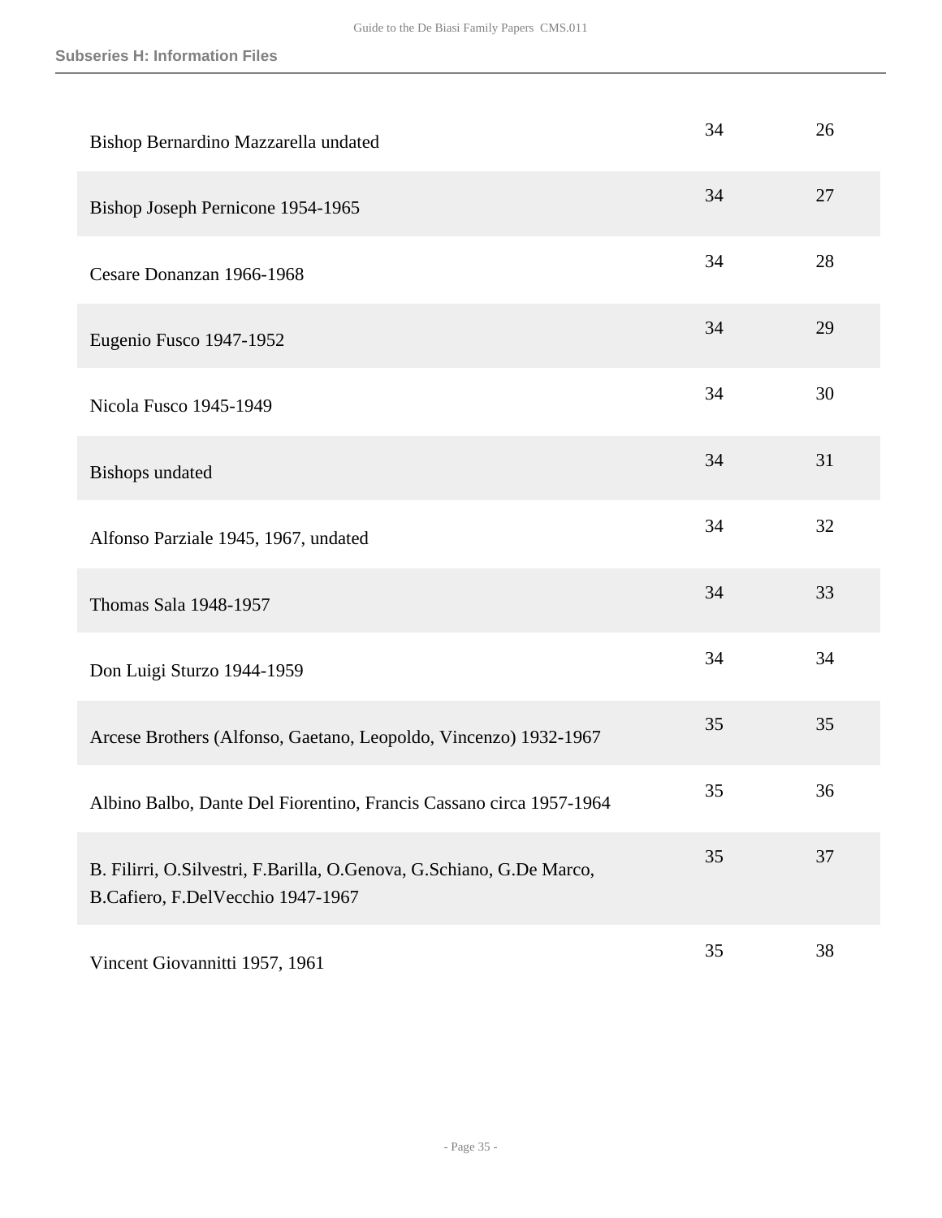| Title | Box | Folder |
| --- | --- | --- |
| Bishop Bernardino Mazzarella undated | 34 | 26 |
| Bishop Joseph Pernicone 1954-1965 | 34 | 27 |
| Cesare Donanzan 1966-1968 | 34 | 28 |
| Eugenio Fusco 1947-1952 | 34 | 29 |
| Nicola Fusco 1945-1949 | 34 | 30 |
| Bishops undated | 34 | 31 |
| Alfonso Parziale 1945, 1967, undated | 34 | 32 |
| Thomas Sala 1948-1957 | 34 | 33 |
| Don Luigi Sturzo 1944-1959 | 34 | 34 |
| Arcese Brothers (Alfonso, Gaetano, Leopoldo, Vincenzo) 1932-1967 | 35 | 35 |
| Albino Balbo, Dante Del Fiorentino, Francis Cassano circa 1957-1964 | 35 | 36 |
| B. Filirri, O.Silvestri, F.Barilla, O.Genova, G.Schiano, G.De Marco, B.Cafiero, F.DelVecchio 1947-1967 | 35 | 37 |
| Vincent Giovannitti 1957, 1961 | 35 | 38 |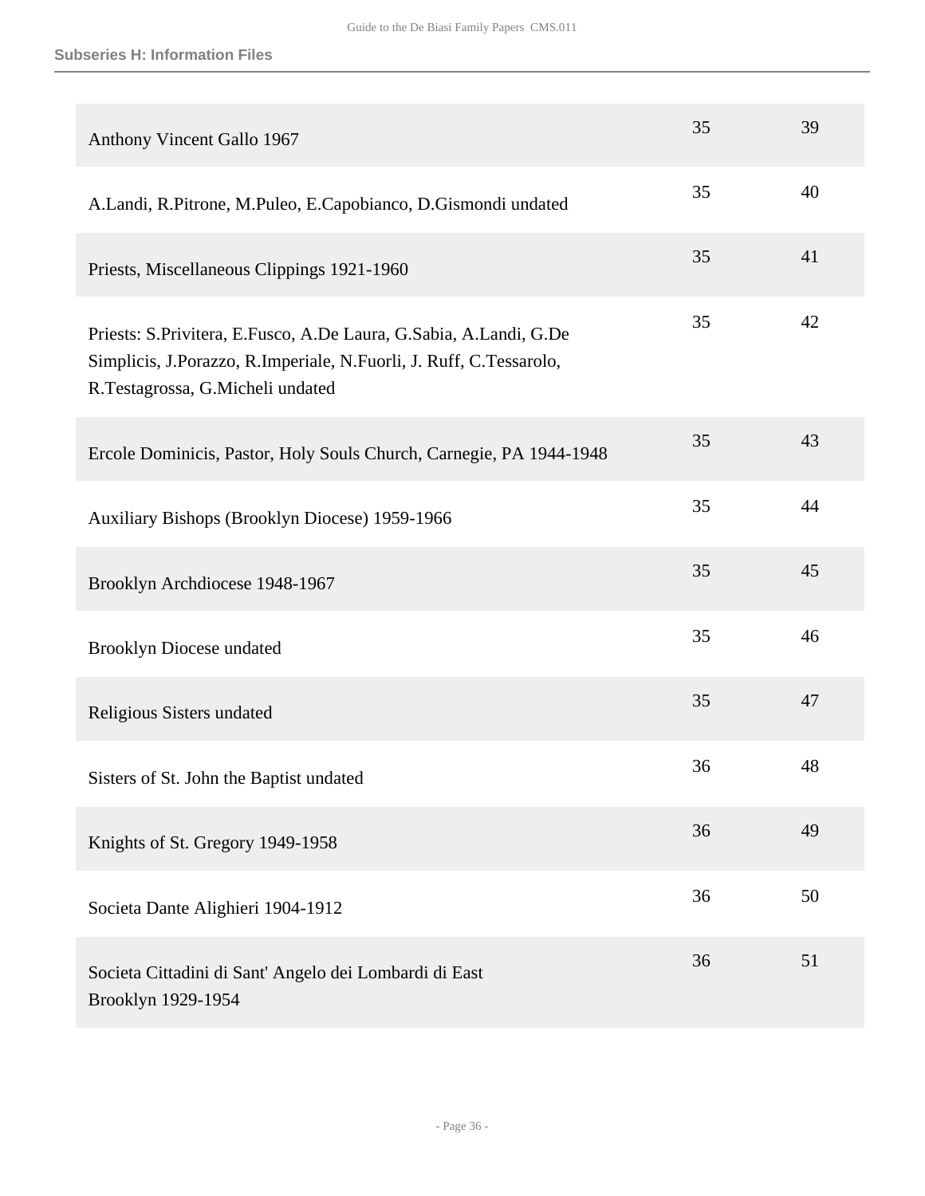### Subseries H: Information Files

| | | |
|---|---|---|
| Anthony Vincent Gallo 1967 | 35 | 39 |
| A.Landi, R.Pitrone, M.Puleo, E.Capobianco, D.Gismondi undated | 35 | 40 |
| Priests, Miscellaneous Clippings 1921-1960 | 35 | 41 |
| Priests: S.Privitera, E.Fusco, A.De Laura, G.Sabia, A.Landi, G.De Simplicis, J.Porazzo, R.Imperiale, N.Fuorli, J. Ruff, C.Tessarolo, R.Testagrossa, G.Micheli undated | 35 | 42 |
| Ercole Dominicis, Pastor, Holy Souls Church, Carnegie, PA 1944-1948 | 35 | 43 |
| Auxiliary Bishops (Brooklyn Diocese) 1959-1966 | 35 | 44 |
| Brooklyn Archdiocese 1948-1967 | 35 | 45 |
| Brooklyn Diocese undated | 35 | 46 |
| Religious Sisters undated | 35 | 47 |
| Sisters of St. John the Baptist undated | 36 | 48 |
| Knights of St. Gregory 1949-1958 | 36 | 49 |
| Societa Dante Alighieri 1904-1912 | 36 | 50 |
| Societa Cittadini di Sant' Angelo dei Lombardi di East Brooklyn 1929-1954 | 36 | 51 |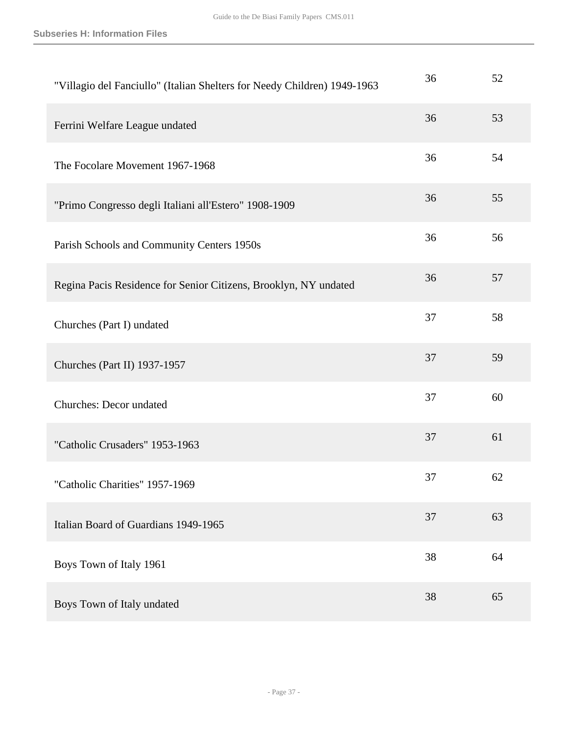| | | |
|---|---|---|
| "Villagio del Fanciullo" (Italian Shelters for Needy Children) 1949-1963 | 36 | 52 |
| Ferrini Welfare League undated | 36 | 53 |
| The Focolare Movement 1967-1968 | 36 | 54 |
| "Primo Congresso degli Italiani all'Estero" 1908-1909 | 36 | 55 |
| Parish Schools and Community Centers 1950s | 36 | 56 |
| Regina Pacis Residence for Senior Citizens, Brooklyn, NY undated | 36 | 57 |
| Churches (Part I) undated | 37 | 58 |
| Churches (Part II) 1937-1957 | 37 | 59 |
| Churches: Decor undated | 37 | 60 |
| "Catholic Crusaders" 1953-1963 | 37 | 61 |
| "Catholic Charities" 1957-1969 | 37 | 62 |
| Italian Board of Guardians 1949-1965 | 37 | 63 |
| Boys Town of Italy 1961 | 38 | 64 |
| Boys Town of Italy undated | 38 | 65 |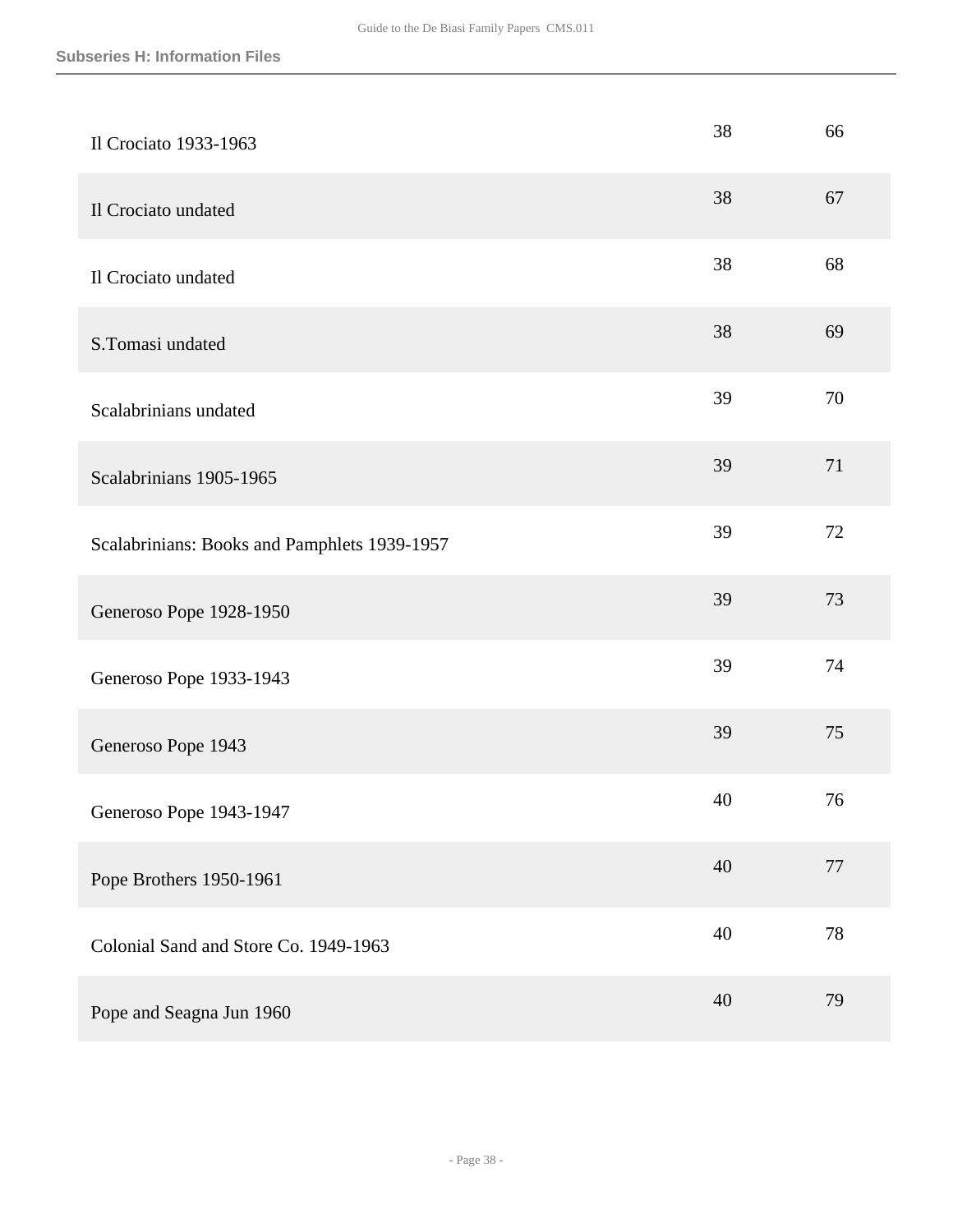| | | |
|---|---|---|
| Il Crociato 1933-1963 | 38 | 66 |
| Il Crociato undated | 38 | 67 |
| Il Crociato undated | 38 | 68 |
| S.Tomasi undated | 38 | 69 |
| Scalabrinians undated | 39 | 70 |
| Scalabrinians 1905-1965 | 39 | 71 |
| Scalabrinians: Books and Pamphlets 1939-1957 | 39 | 72 |
| Generoso Pope 1928-1950 | 39 | 73 |
| Generoso Pope 1933-1943 | 39 | 74 |
| Generoso Pope 1943 | 39 | 75 |
| Generoso Pope 1943-1947 | 40 | 76 |
| Pope Brothers 1950-1961 | 40 | 77 |
| Colonial Sand and Store Co. 1949-1963 | 40 | 78 |
| Pope and Seagna Jun 1960 | 40 | 79 |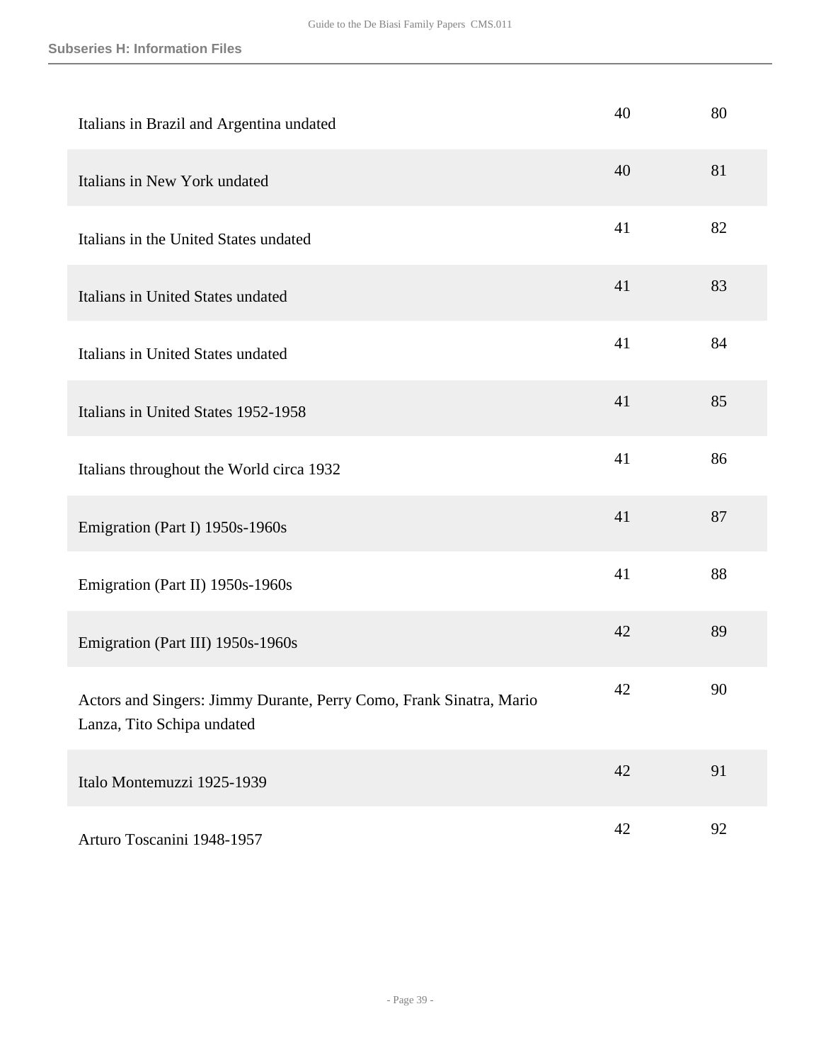| | | |
|---|---|---|
| Italians in Brazil and Argentina undated | 40 | 80 |
| Italians in New York undated | 40 | 81 |
| Italians in the United States undated | 41 | 82 |
| Italians in United States undated | 41 | 83 |
| Italians in United States undated | 41 | 84 |
| Italians in United States 1952-1958 | 41 | 85 |
| Italians throughout the World circa 1932 | 41 | 86 |
| Emigration (Part I) 1950s-1960s | 41 | 87 |
| Emigration (Part II) 1950s-1960s | 41 | 88 |
| Emigration (Part III) 1950s-1960s | 42 | 89 |
| Actors and Singers: Jimmy Durante, Perry Como, Frank Sinatra, Mario Lanza, Tito Schipa undated | 42 | 90 |
| Italo Montemuzzi 1925-1939 | 42 | 91 |
| Arturo Toscanini 1948-1957 | 42 | 92 |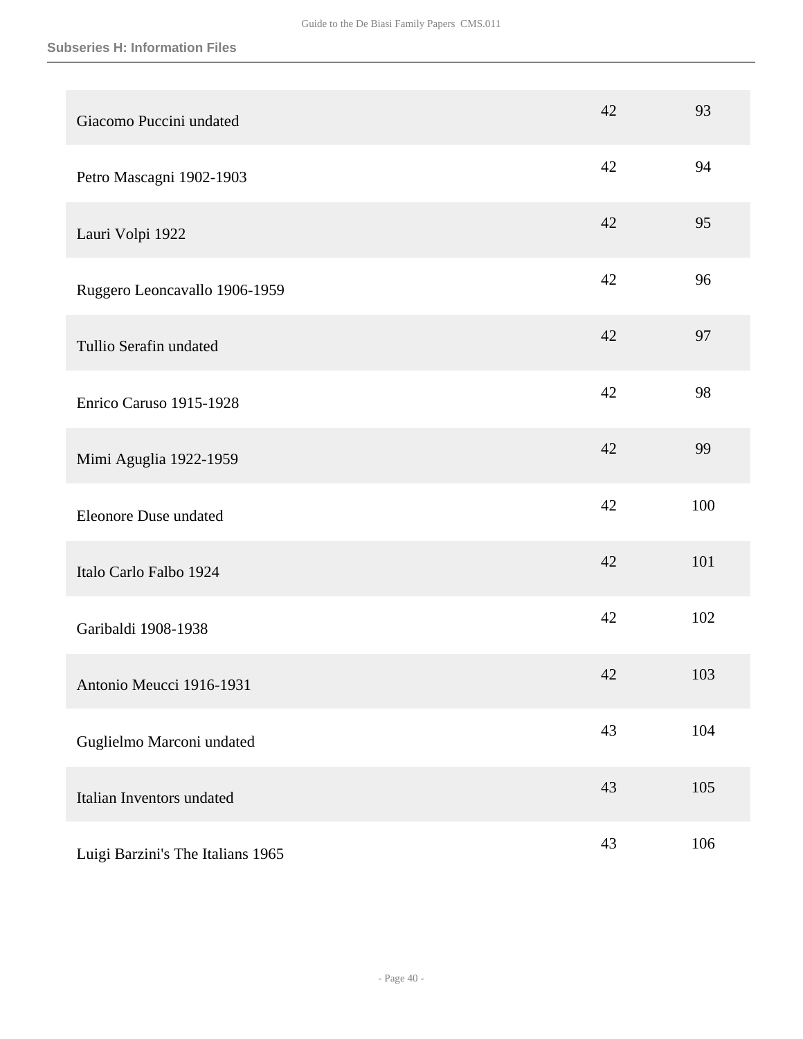## Subseries H: Information Files

| | | |
|---|---|---|
| Giacomo Puccini undated | 42 | 93 |
| Petro Mascagni 1902-1903 | 42 | 94 |
| Lauri Volpi 1922 | 42 | 95 |
| Ruggero Leoncavallo 1906-1959 | 42 | 96 |
| Tullio Serafin undated | 42 | 97 |
| Enrico Caruso 1915-1928 | 42 | 98 |
| Mimi Aguglia 1922-1959 | 42 | 99 |
| Eleonore Duse undated | 42 | 100 |
| Italo Carlo Falbo 1924 | 42 | 101 |
| Garibaldi 1908-1938 | 42 | 102 |
| Antonio Meucci 1916-1931 | 42 | 103 |
| Guglielmo Marconi undated | 43 | 104 |
| Italian Inventors undated | 43 | 105 |
| Luigi Barzini's The Italians 1965 | 43 | 106 |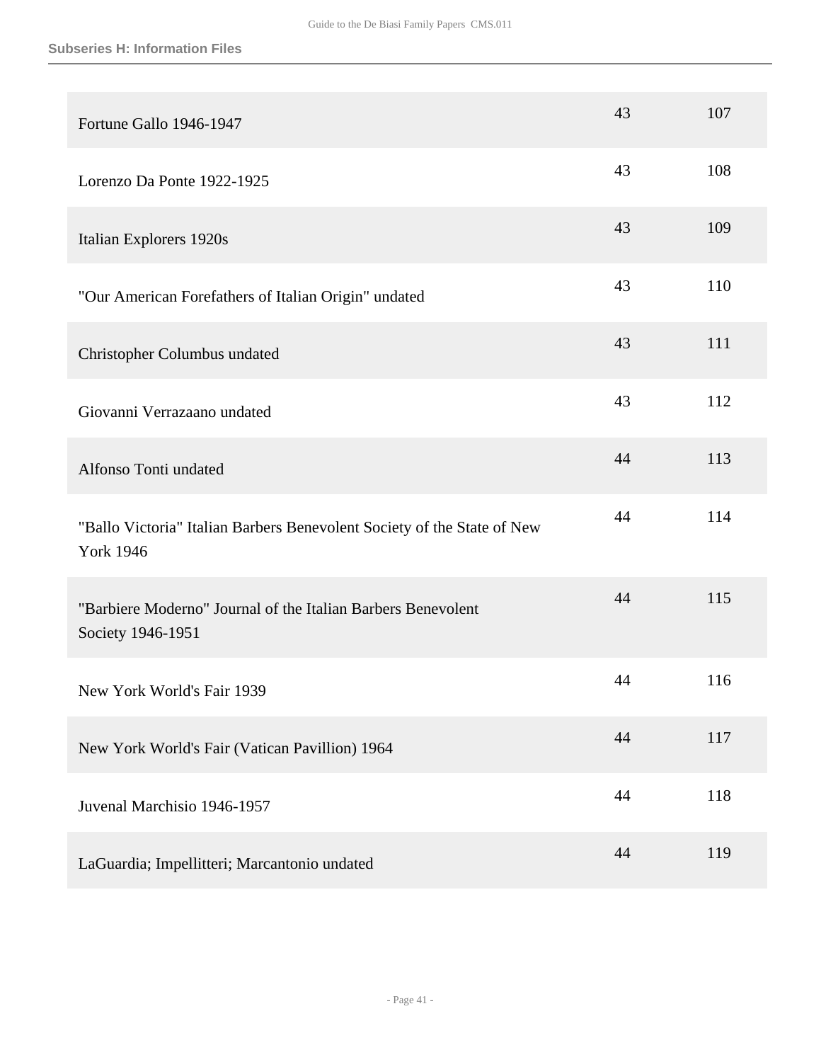| | | |
|---|---|---|
| Fortune Gallo 1946-1947 | 43 | 107 |
| Lorenzo Da Ponte 1922-1925 | 43 | 108 |
| Italian Explorers 1920s | 43 | 109 |
| "Our American Forefathers of Italian Origin" undated | 43 | 110 |
| Christopher Columbus undated | 43 | 111 |
| Giovanni Verrazaano undated | 43 | 112 |
| Alfonso Tonti undated | 44 | 113 |
| "Ballo Victoria" Italian Barbers Benevolent Society of the State of New York 1946 | 44 | 114 |
| "Barbiere Moderno" Journal of the Italian Barbers Benevolent Society 1946-1951 | 44 | 115 |
| New York World's Fair 1939 | 44 | 116 |
| New York World's Fair (Vatican Pavillion) 1964 | 44 | 117 |
| Juvenal Marchisio 1946-1957 | 44 | 118 |
| LaGuardia; Impellitteri; Marcantonio undated | 44 | 119 |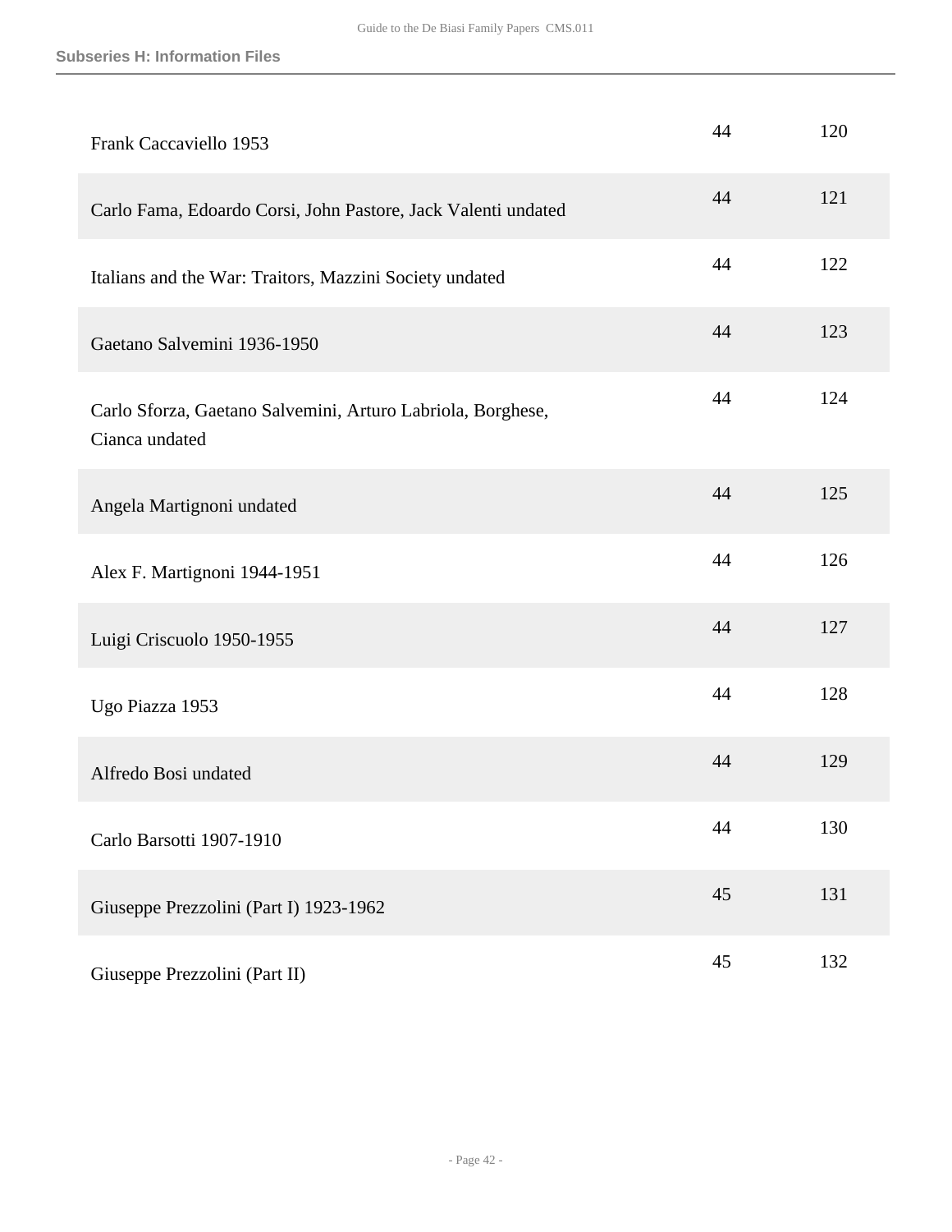| | | |
|---|---|---|
| Frank Caccaviello 1953 | 44 | 120 |
| Carlo Fama, Edoardo Corsi, John Pastore, Jack Valenti undated | 44 | 121 |
| Italians and the War: Traitors, Mazzini Society undated | 44 | 122 |
| Gaetano Salvemini 1936-1950 | 44 | 123 |
| Carlo Sforza, Gaetano Salvemini, Arturo Labriola, Borghese, Cianca undated | 44 | 124 |
| Angela Martignoni undated | 44 | 125 |
| Alex F. Martignoni 1944-1951 | 44 | 126 |
| Luigi Criscuolo 1950-1955 | 44 | 127 |
| Ugo Piazza 1953 | 44 | 128 |
| Alfredo Bosi undated | 44 | 129 |
| Carlo Barsotti 1907-1910 | 44 | 130 |
| Giuseppe Prezzolini (Part I) 1923-1962 | 45 | 131 |
| Giuseppe Prezzolini (Part II) | 45 | 132 |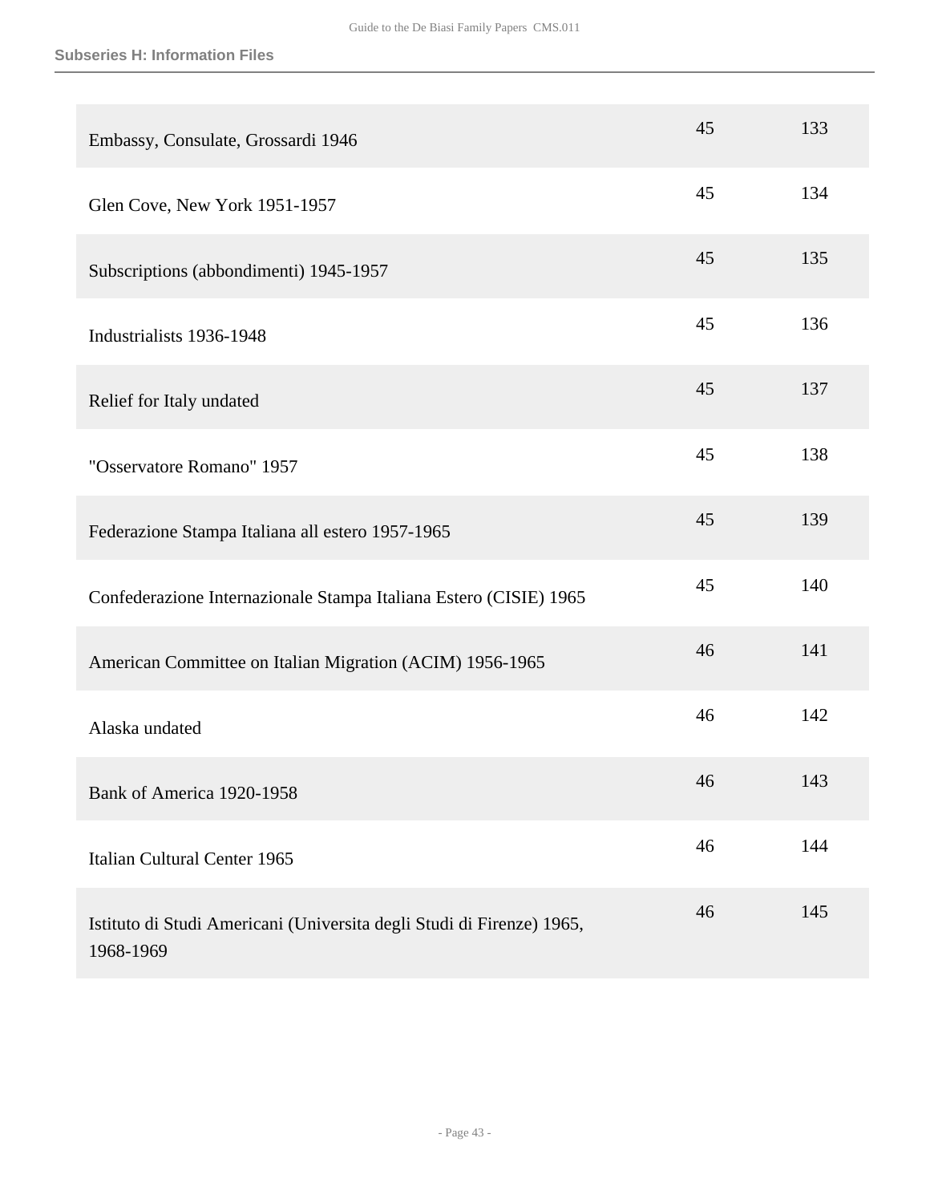| | | |
|---|---|---|
| Embassy, Consulate, Grossardi 1946 | 45 | 133 |
| Glen Cove, New York 1951-1957 | 45 | 134 |
| Subscriptions (abbondimenti) 1945-1957 | 45 | 135 |
| Industrialists 1936-1948 | 45 | 136 |
| Relief for Italy undated | 45 | 137 |
| "Osservatore Romano" 1957 | 45 | 138 |
| Federazione Stampa Italiana all estero 1957-1965 | 45 | 139 |
| Confederazione Internazionale Stampa Italiana Estero (CISIE) 1965 | 45 | 140 |
| American Committee on Italian Migration (ACIM) 1956-1965 | 46 | 141 |
| Alaska undated | 46 | 142 |
| Bank of America 1920-1958 | 46 | 143 |
| Italian Cultural Center 1965 | 46 | 144 |
| Istituto di Studi Americani (Universita degli Studi di Firenze) 1965, 1968-1969 | 46 | 145 |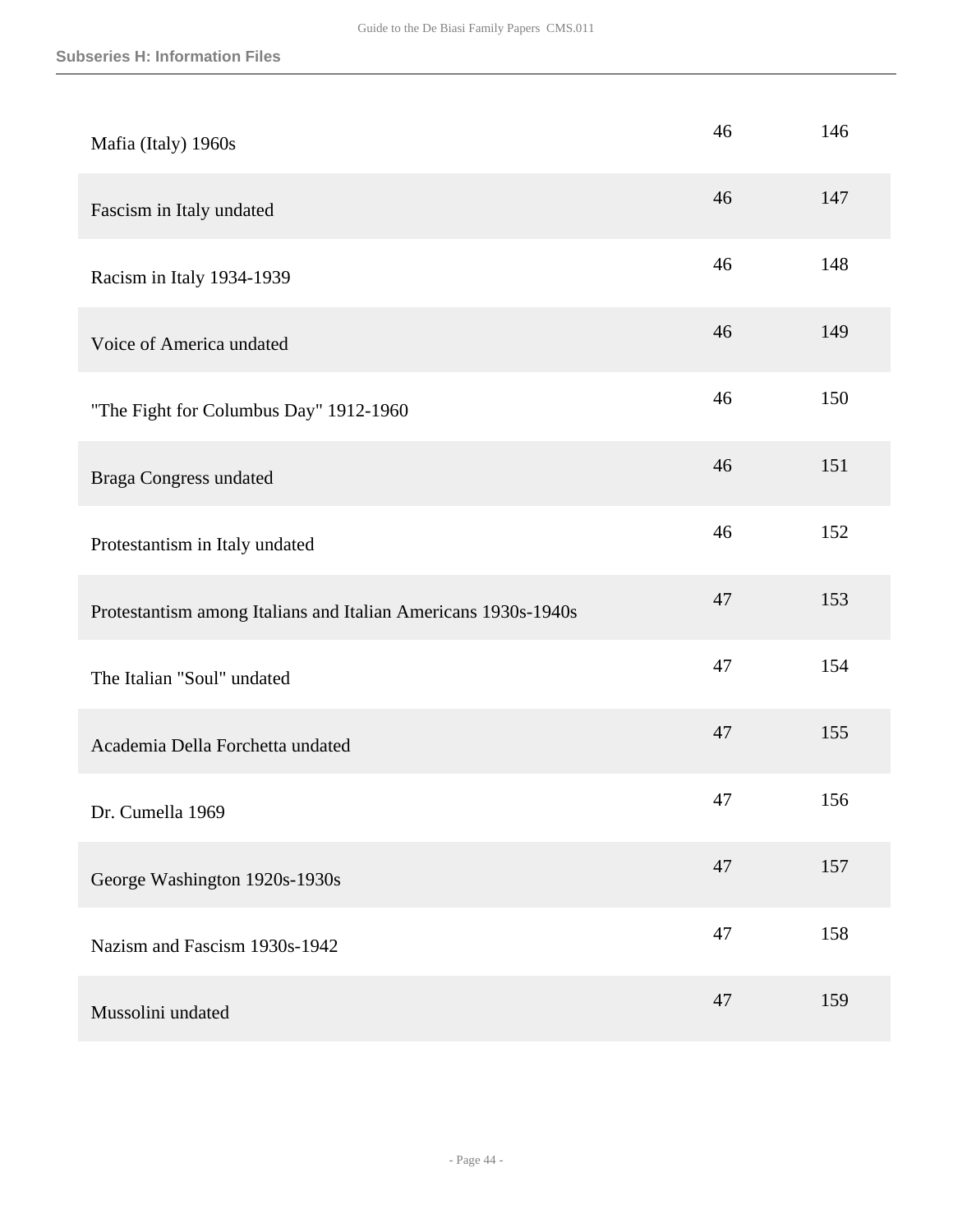| | | |
|---|---|---|
| Mafia (Italy) 1960s | 46 | 146 |
| Fascism in Italy undated | 46 | 147 |
| Racism in Italy 1934-1939 | 46 | 148 |
| Voice of America undated | 46 | 149 |
| "The Fight for Columbus Day" 1912-1960 | 46 | 150 |
| Braga Congress undated | 46 | 151 |
| Protestantism in Italy undated | 46 | 152 |
| Protestantism among Italians and Italian Americans 1930s-1940s | 47 | 153 |
| The Italian "Soul" undated | 47 | 154 |
| Academia Della Forchetta undated | 47 | 155 |
| Dr. Cumella 1969 | 47 | 156 |
| George Washington 1920s-1930s | 47 | 157 |
| Nazism and Fascism 1930s-1942 | 47 | 158 |
| Mussolini undated | 47 | 159 |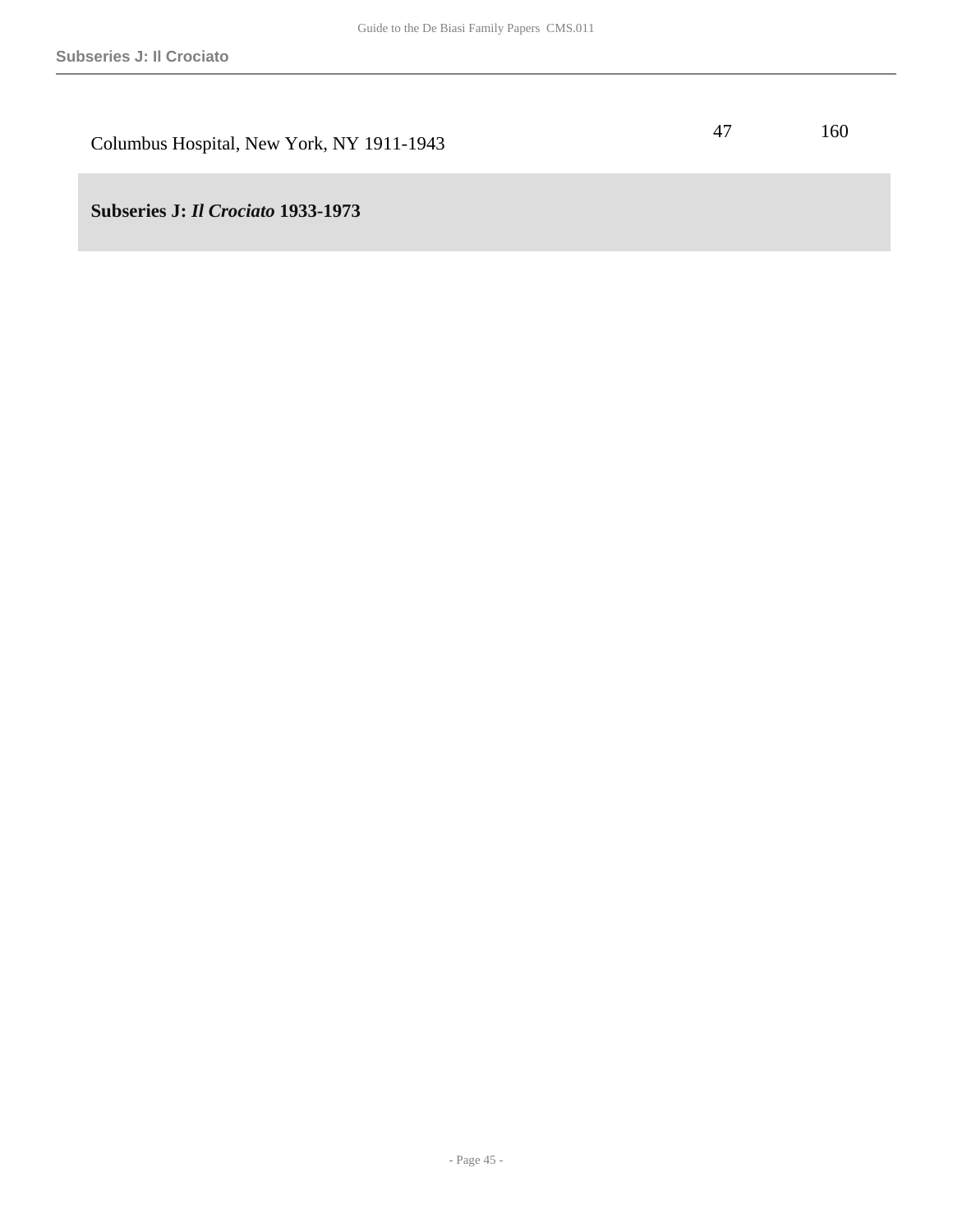| | | |
|---|---|---|
| Columbus Hospital, New York, NY 1911-1943 | 47 | 160 |

**Subseries J: *Il Crociato* 1933-1973**